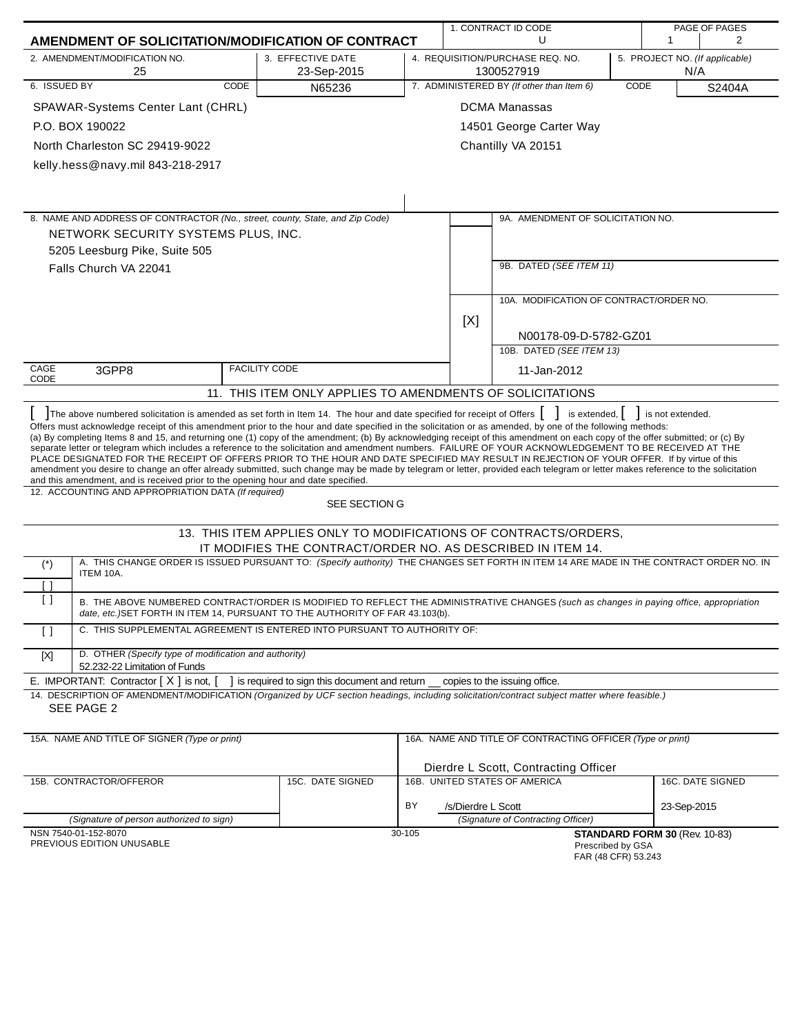# AMENDMENT OF SOLICITATION/MODIFICATION OF CONTRACT

| 1. CONTRACT ID CODE | PAGE OF PAGES |
|---|---|
| U | 1 / 2 |

| 2. AMENDMENT/MODIFICATION NO. | 3. EFFECTIVE DATE | 4. REQUISITION/PURCHASE REQ. NO. | 5. PROJECT NO. (If applicable) |
|---|---|---|---|
| 25 | 23-Sep-2015 | 1300527919 | N/A |

| 6. ISSUED BY | CODE | 7. ADMINISTERED BY (If other than Item 6) | CODE |
|---|---|---|---|
| SPAWAR-Systems Center Lant (CHRL)<br>P.O. BOX 190022<br>North Charleston SC 29419-9022<br>kelly.hess@navy.mil 843-218-2917 | N65236 | DCMA Manassas<br>14501 George Carter Way<br>Chantilly VA 20151 | S2404A |

**8. NAME AND ADDRESS OF CONTRACTOR** *(No., street, county, State, and Zip Code)*

NETWORK SECURITY SYSTEMS PLUS, INC.
5205 Leesburg Pike, Suite 505
Falls Church VA 22041

CAGE CODE: 3GPP8 | FACILITY CODE:

9A. AMENDMENT OF SOLICITATION NO.

9B. DATED *(SEE ITEM 11)*

[X] 10A. MODIFICATION OF CONTRACT/ORDER NO.
N00178-09-D-5782-GZ01

10B. DATED *(SEE ITEM 13)*
11-Jan-2012

## 11. THIS ITEM ONLY APPLIES TO AMENDMENTS OF SOLICITATIONS

[ ] The above numbered solicitation is amended as set forth in Item 14. The hour and date specified for receipt of Offers [ ] is extended, [ ] is not extended.
Offers must acknowledge receipt of this amendment prior to the hour and date specified in the solicitation or as amended, by one of the following methods:
(a) By completing Items 8 and 15, and returning one (1) copy of the amendment; (b) By acknowledging receipt of this amendment on each copy of the offer submitted; or (c) By separate letter or telegram which includes a reference to the solicitation and amendment numbers. FAILURE OF YOUR ACKNOWLEDGEMENT TO BE RECEIVED AT THE PLACE DESIGNATED FOR THE RECEIPT OF OFFERS PRIOR TO THE HOUR AND DATE SPECIFIED MAY RESULT IN REJECTION OF YOUR OFFER. If by virtue of this amendment you desire to change an offer already submitted, such change may be made by telegram or letter, provided each telegram or letter makes reference to the solicitation and this amendment, and is received prior to the opening hour and date specified.

12. ACCOUNTING AND APPROPRIATION DATA *(If required)*
SEE SECTION G

## 13. THIS ITEM APPLIES ONLY TO MODIFICATIONS OF CONTRACTS/ORDERS, IT MODIFIES THE CONTRACT/ORDER NO. AS DESCRIBED IN ITEM 14.

| | |
|---|---|
| (*)<br>[ ] | A. THIS CHANGE ORDER IS ISSUED PURSUANT TO: *(Specify authority)* THE CHANGES SET FORTH IN ITEM 14 ARE MADE IN THE CONTRACT ORDER NO. IN ITEM 10A. |
| [ ] | B. THE ABOVE NUMBERED CONTRACT/ORDER IS MODIFIED TO REFLECT THE ADMINISTRATIVE CHANGES *(such as changes in paying office, appropriation date, etc.)* SET FORTH IN ITEM 14, PURSUANT TO THE AUTHORITY OF FAR 43.103(b). |
| [ ] | C. THIS SUPPLEMENTAL AGREEMENT IS ENTERED INTO PURSUANT TO AUTHORITY OF: |
| [X] | D. OTHER *(Specify type of modification and authority)*<br>52.232-22 Limitation of Funds |

E. IMPORTANT: Contractor [ X ] is not, [ ] is required to sign this document and return __ copies to the issuing office.

14. DESCRIPTION OF AMENDMENT/MODIFICATION *(Organized by UCF section headings, including solicitation/contract subject matter where feasible.)*
SEE PAGE 2

| 15A. NAME AND TITLE OF SIGNER (Type or print) | | 16A. NAME AND TITLE OF CONTRACTING OFFICER (Type or print) | |
|---|---|---|---|
| | | Dierdre L Scott, Contracting Officer | |
| **15B. CONTRACTOR/OFFEROR** | **15C. DATE SIGNED** | **16B. UNITED STATES OF AMERICA** | **16C. DATE SIGNED** |
| | | BY /s/Dierdre L Scott | 23-Sep-2015 |
| *(Signature of person authorized to sign)* | | *(Signature of Contracting Officer)* | |

NSN 7540-01-152-8070
PREVIOUS EDITION UNUSABLE

30-105

**STANDARD FORM 30** (Rev. 10-83)
Prescribed by GSA
FAR (48 CFR) 53.243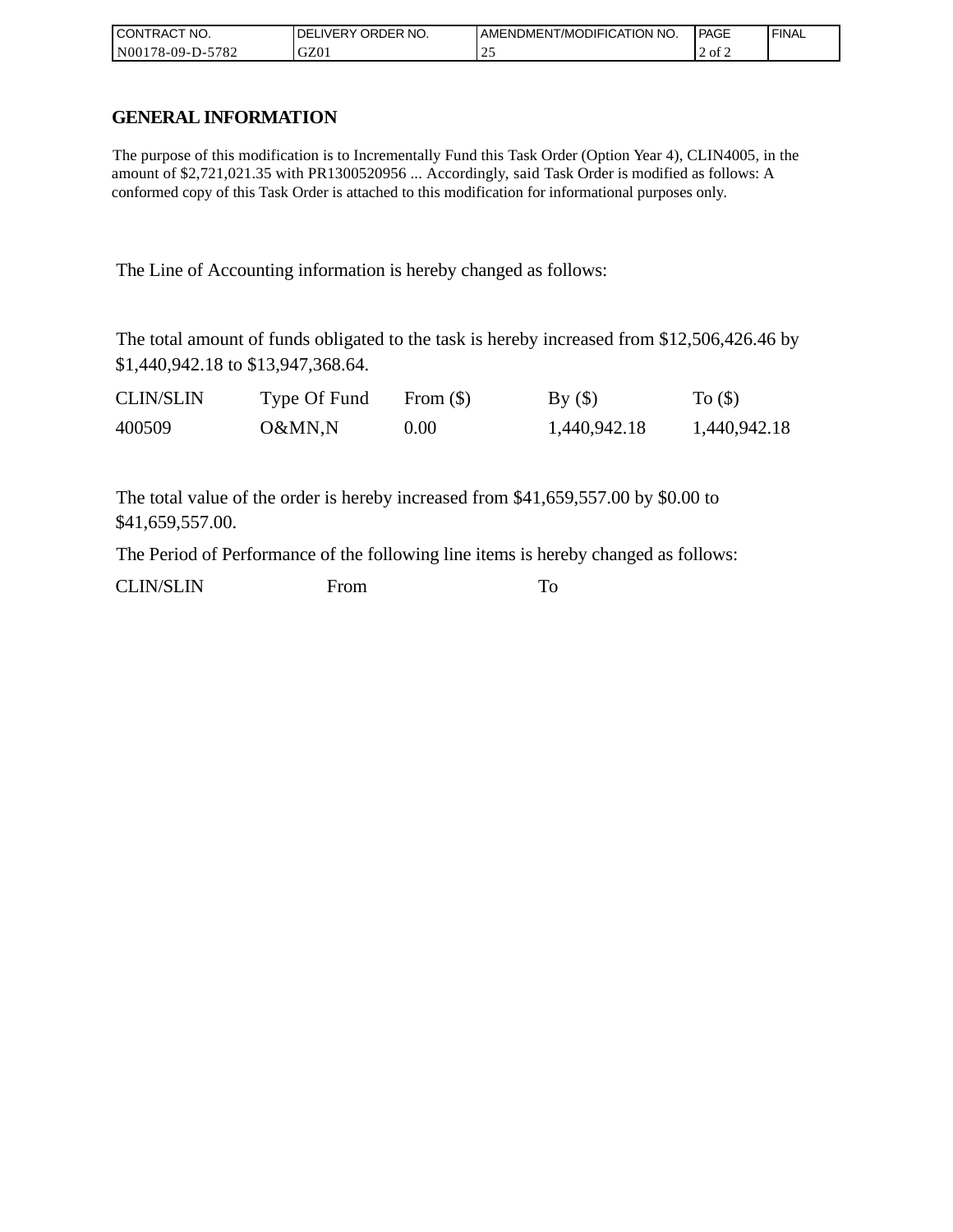| CONTRACT NO. | DELIVERY ORDER NO. | AMENDMENT/MODIFICATION NO. | PAGE | FINAL |
| --- | --- | --- | --- | --- |
| N00178-09-D-5782 | GZ01 | 25 | 2 of 2 | |

## GENERAL INFORMATION

The purpose of this modification is to Incrementally Fund this Task Order (Option Year 4), CLIN4005, in the amount of $2,721,021.35 with PR1300520956 ... Accordingly, said Task Order is modified as follows: A conformed copy of this Task Order is attached to this modification for informational purposes only.

The Line of Accounting information is hereby changed as follows:

The total amount of funds obligated to the task is hereby increased from $12,506,426.46 by $1,440,942.18 to $13,947,368.64.

| CLIN/SLIN | Type Of Fund | From ($) | By ($) | To ($) |
| --- | --- | --- | --- | --- |
| 400509 | O&MN,N | 0.00 | 1,440,942.18 | 1,440,942.18 |

The total value of the order is hereby increased from $41,659,557.00 by $0.00 to $41,659,557.00.

The Period of Performance of the following line items is hereby changed as follows:

| CLIN/SLIN | From | To |
| --- | --- | --- |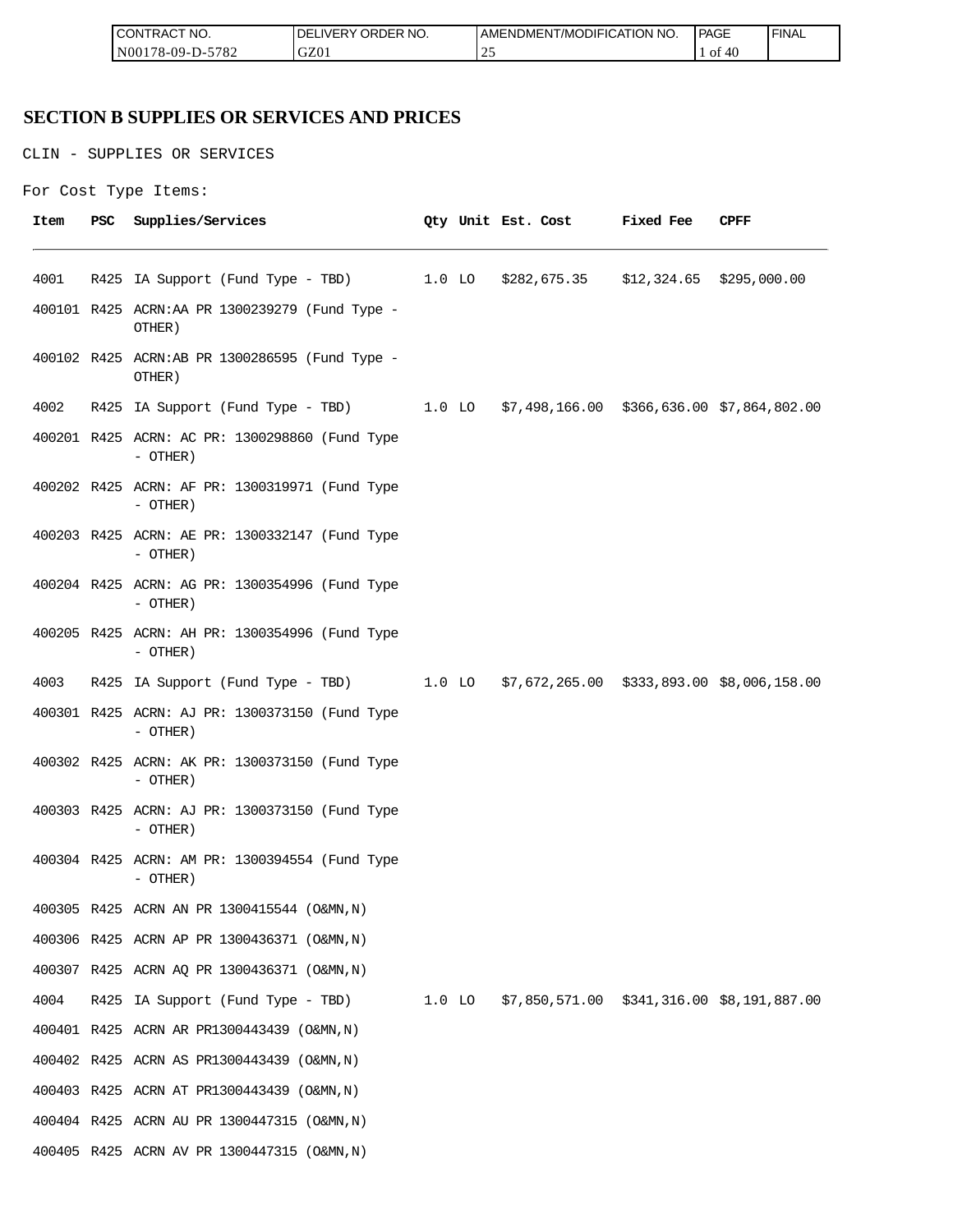## SECTION B SUPPLIES OR SERVICES AND PRICES

CLIN - SUPPLIES OR SERVICES

For Cost Type Items:

| Item | PSC | Supplies/Services | Qty | Unit | Est. Cost | Fixed Fee | CPFF |
|---|---|---|---|---|---|---|---|
| 4001 | R425 | IA Support (Fund Type - TBD) | 1.0 | LO | $282,675.35 | $12,324.65 | $295,000.00 |
| 400101 | R425 | ACRN:AA PR 1300239279 (Fund Type - OTHER) | | | | | |
| 400102 | R425 | ACRN:AB PR 1300286595 (Fund Type - OTHER) | | | | | |
| 4002 | R425 | IA Support (Fund Type - TBD) | 1.0 | LO | $7,498,166.00 | $366,636.00 | $7,864,802.00 |
| 400201 | R425 | ACRN: AC PR: 1300298860 (Fund Type - OTHER) | | | | | |
| 400202 | R425 | ACRN: AF PR: 1300319971 (Fund Type - OTHER) | | | | | |
| 400203 | R425 | ACRN: AE PR: 1300332147 (Fund Type - OTHER) | | | | | |
| 400204 | R425 | ACRN: AG PR: 1300354996 (Fund Type - OTHER) | | | | | |
| 400205 | R425 | ACRN: AH PR: 1300354996 (Fund Type - OTHER) | | | | | |
| 4003 | R425 | IA Support (Fund Type - TBD) | 1.0 | LO | $7,672,265.00 | $333,893.00 | $8,006,158.00 |
| 400301 | R425 | ACRN: AJ PR: 1300373150 (Fund Type - OTHER) | | | | | |
| 400302 | R425 | ACRN: AK PR: 1300373150 (Fund Type - OTHER) | | | | | |
| 400303 | R425 | ACRN: AJ PR: 1300373150 (Fund Type - OTHER) | | | | | |
| 400304 | R425 | ACRN: AM PR: 1300394554 (Fund Type - OTHER) | | | | | |
| 400305 | R425 | ACRN AN PR 1300415544 (O&MN,N) | | | | | |
| 400306 | R425 | ACRN AP PR 1300436371 (O&MN,N) | | | | | |
| 400307 | R425 | ACRN AQ PR 1300436371 (O&MN,N) | | | | | |
| 4004 | R425 | IA Support (Fund Type - TBD) | 1.0 | LO | $7,850,571.00 | $341,316.00 | $8,191,887.00 |
| 400401 | R425 | ACRN AR PR1300443439 (O&MN,N) | | | | | |
| 400402 | R425 | ACRN AS PR1300443439 (O&MN,N) | | | | | |
| 400403 | R425 | ACRN AT PR1300443439 (O&MN,N) | | | | | |
| 400404 | R425 | ACRN AU PR 1300447315 (O&MN,N) | | | | | |
| 400405 | R425 | ACRN AV PR 1300447315 (O&MN,N) | | | | | |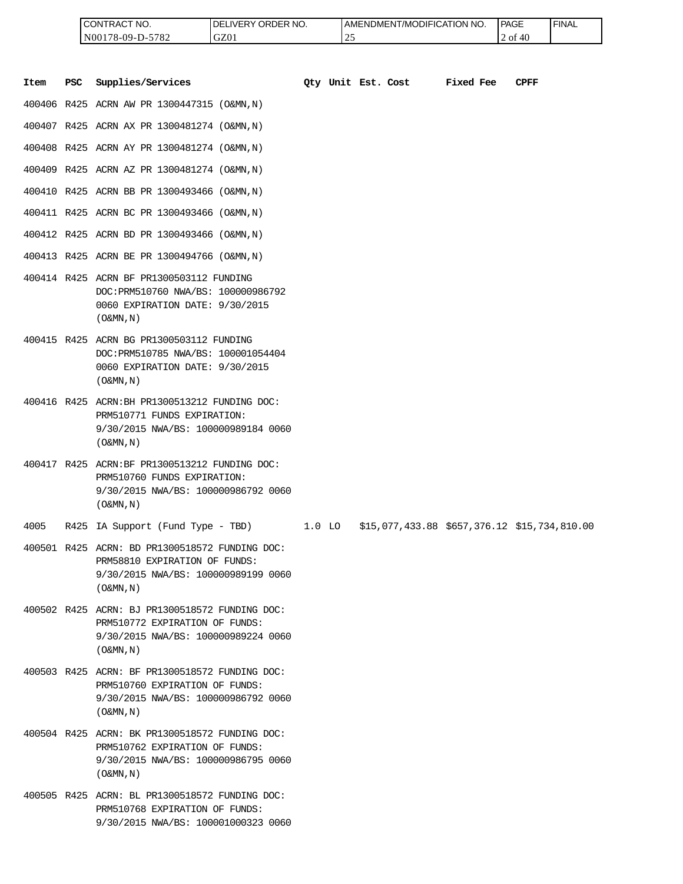| CONTRACT NO. | DELIVERY ORDER NO. | AMENDMENT/MODIFICATION NO. | PAGE | FINAL |
| --- | --- | --- | --- | --- |
| N00178-09-D-5782 | GZ01 | 25 | 2 of 40 | |

| Item | PSC | Supplies/Services | Qty | Unit | Est. Cost | Fixed Fee | CPFF |
| --- | --- | --- | --- | --- | --- | --- | --- |
| 400406 | R425 | ACRN AW PR 1300447315 (O&MN,N) | | | | | |
| 400407 | R425 | ACRN AX PR 1300481274 (O&MN,N) | | | | | |
| 400408 | R425 | ACRN AY PR 1300481274 (O&MN,N) | | | | | |
| 400409 | R425 | ACRN AZ PR 1300481274 (O&MN,N) | | | | | |
| 400410 | R425 | ACRN BB PR 1300493466 (O&MN,N) | | | | | |
| 400411 | R425 | ACRN BC PR 1300493466 (O&MN,N) | | | | | |
| 400412 | R425 | ACRN BD PR 1300493466 (O&MN,N) | | | | | |
| 400413 | R425 | ACRN BE PR 1300494766 (O&MN,N) | | | | | |
| 400414 | R425 | ACRN BF PR1300503112 FUNDING DOC:PRM510760 NWA/BS: 100000986792 0060 EXPIRATION DATE: 9/30/2015 (O&MN,N) | | | | | |
| 400415 | R425 | ACRN BG PR1300503112 FUNDING DOC:PRM510785 NWA/BS: 100001054404 0060 EXPIRATION DATE: 9/30/2015 (O&MN,N) | | | | | |
| 400416 | R425 | ACRN:BH PR1300513212 FUNDING DOC: PRM510771 FUNDS EXPIRATION: 9/30/2015 NWA/BS: 100000989184 0060 (O&MN,N) | | | | | |
| 400417 | R425 | ACRN:BF PR1300513212 FUNDING DOC: PRM510760 FUNDS EXPIRATION: 9/30/2015 NWA/BS: 100000986792 0060 (O&MN,N) | | | | | |
| 4005 | R425 | IA Support (Fund Type - TBD) | 1.0 | LO | $15,077,433.88 | $657,376.12 | $15,734,810.00 |
| 400501 | R425 | ACRN: BD PR1300518572 FUNDING DOC: PRM58810 EXPIRATION OF FUNDS: 9/30/2015 NWA/BS: 100000989199 0060 (O&MN,N) | | | | | |
| 400502 | R425 | ACRN: BJ PR1300518572 FUNDING DOC: PRM510772 EXPIRATION OF FUNDS: 9/30/2015 NWA/BS: 100000989224 0060 (O&MN,N) | | | | | |
| 400503 | R425 | ACRN: BF PR1300518572 FUNDING DOC: PRM510760 EXPIRATION OF FUNDS: 9/30/2015 NWA/BS: 100000986792 0060 (O&MN,N) | | | | | |
| 400504 | R425 | ACRN: BK PR1300518572 FUNDING DOC: PRM510762 EXPIRATION OF FUNDS: 9/30/2015 NWA/BS: 100000986795 0060 (O&MN,N) | | | | | |
| 400505 | R425 | ACRN: BL PR1300518572 FUNDING DOC: PRM510768 EXPIRATION OF FUNDS: 9/30/2015 NWA/BS: 100001000323 0060 | | | | | |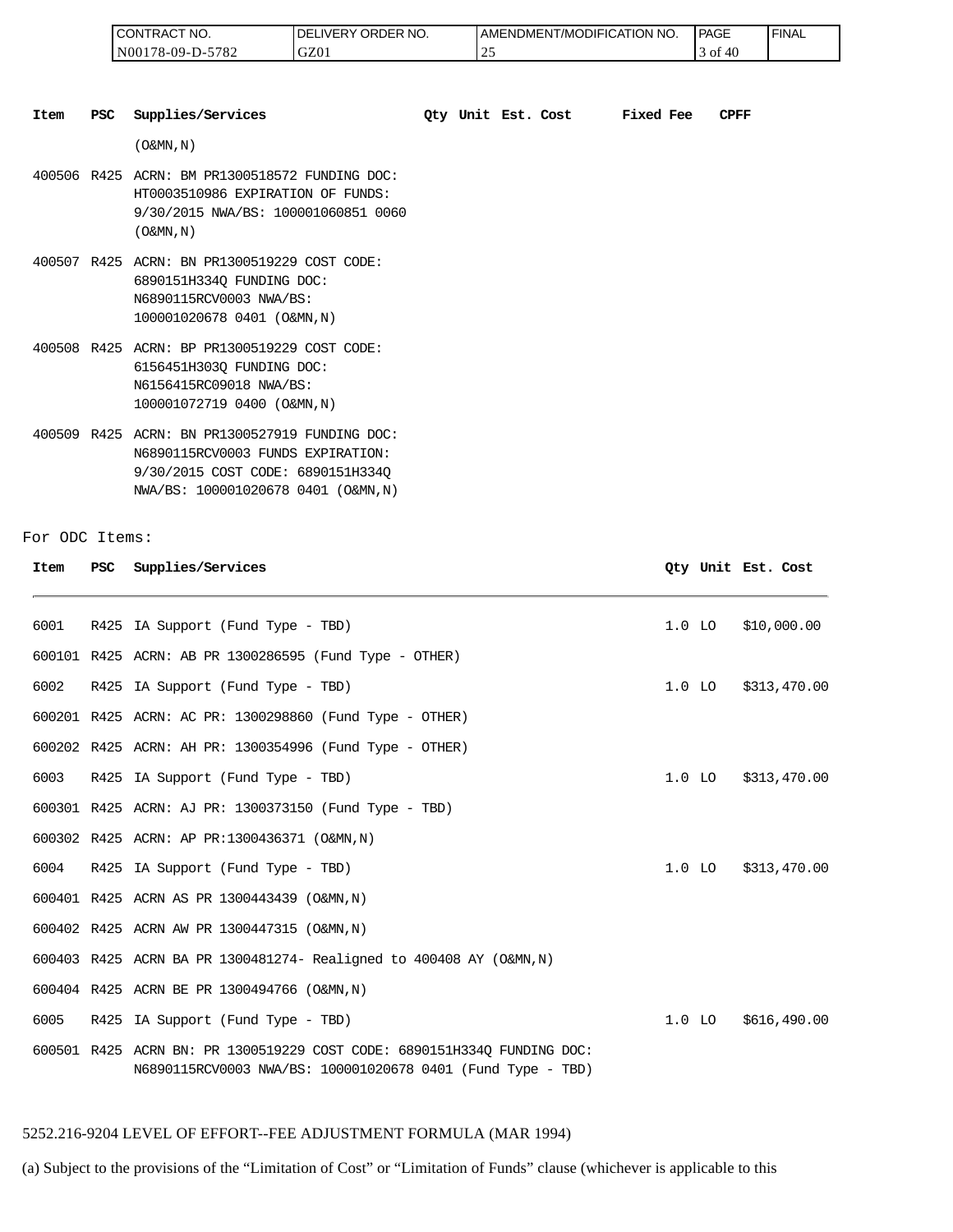| Item | PSC | Supplies/Services | Qty | Unit | Est. Cost | Fixed Fee | CPFF |
|---|---|---|---|---|---|---|---|
| | | (O&MN,N) | | | | | |
| 400506 | R425 | ACRN: BM PR1300518572 FUNDING DOC: HT0003510986 EXPIRATION OF FUNDS: 9/30/2015 NWA/BS: 100001060851 0060 (O&MN,N) | | | | | |
| 400507 | R425 | ACRN: BN PR1300519229 COST CODE: 6890151H334Q FUNDING DOC: N6890115RCV0003 NWA/BS: 100001020678 0401 (O&MN,N) | | | | | |
| 400508 | R425 | ACRN: BP PR1300519229 COST CODE: 6156451H303Q FUNDING DOC: N6156415RC09018 NWA/BS: 100001072719 0400 (O&MN,N) | | | | | |
| 400509 | R425 | ACRN: BN PR1300527919 FUNDING DOC: N6890115RCV0003 FUNDS EXPIRATION: 9/30/2015 COST CODE: 6890151H334Q NWA/BS: 100001020678 0401 (O&MN,N) | | | | | |

For ODC Items:

| Item | PSC | Supplies/Services | Qty | Unit | Est. Cost |
|---|---|---|---|---|---|
| 6001 | R425 | IA Support (Fund Type - TBD) | 1.0 | LO | $10,000.00 |
| 600101 | R425 | ACRN: AB PR 1300286595 (Fund Type - OTHER) | | | |
| 6002 | R425 | IA Support (Fund Type - TBD) | 1.0 | LO | $313,470.00 |
| 600201 | R425 | ACRN: AC PR: 1300298860 (Fund Type - OTHER) | | | |
| 600202 | R425 | ACRN: AH PR: 1300354996 (Fund Type - OTHER) | | | |
| 6003 | R425 | IA Support (Fund Type - TBD) | 1.0 | LO | $313,470.00 |
| 600301 | R425 | ACRN: AJ PR: 1300373150 (Fund Type - TBD) | | | |
| 600302 | R425 | ACRN: AP PR:1300436371 (O&MN,N) | | | |
| 6004 | R425 | IA Support (Fund Type - TBD) | 1.0 | LO | $313,470.00 |
| 600401 | R425 | ACRN AS PR 1300443439 (O&MN,N) | | | |
| 600402 | R425 | ACRN AW PR 1300447315 (O&MN,N) | | | |
| 600403 | R425 | ACRN BA PR 1300481274- Realigned to 400408 AY (O&MN,N) | | | |
| 600404 | R425 | ACRN BE PR 1300494766 (O&MN,N) | | | |
| 6005 | R425 | IA Support (Fund Type - TBD) | 1.0 | LO | $616,490.00 |
| 600501 | R425 | ACRN BN: PR 1300519229 COST CODE: 6890151H334Q FUNDING DOC: N6890115RCV0003 NWA/BS: 100001020678 0401 (Fund Type - TBD) | | | |

5252.216-9204 LEVEL OF EFFORT--FEE ADJUSTMENT FORMULA (MAR 1994)

(a) Subject to the provisions of the "Limitation of Cost" or "Limitation of Funds" clause (whichever is applicable to this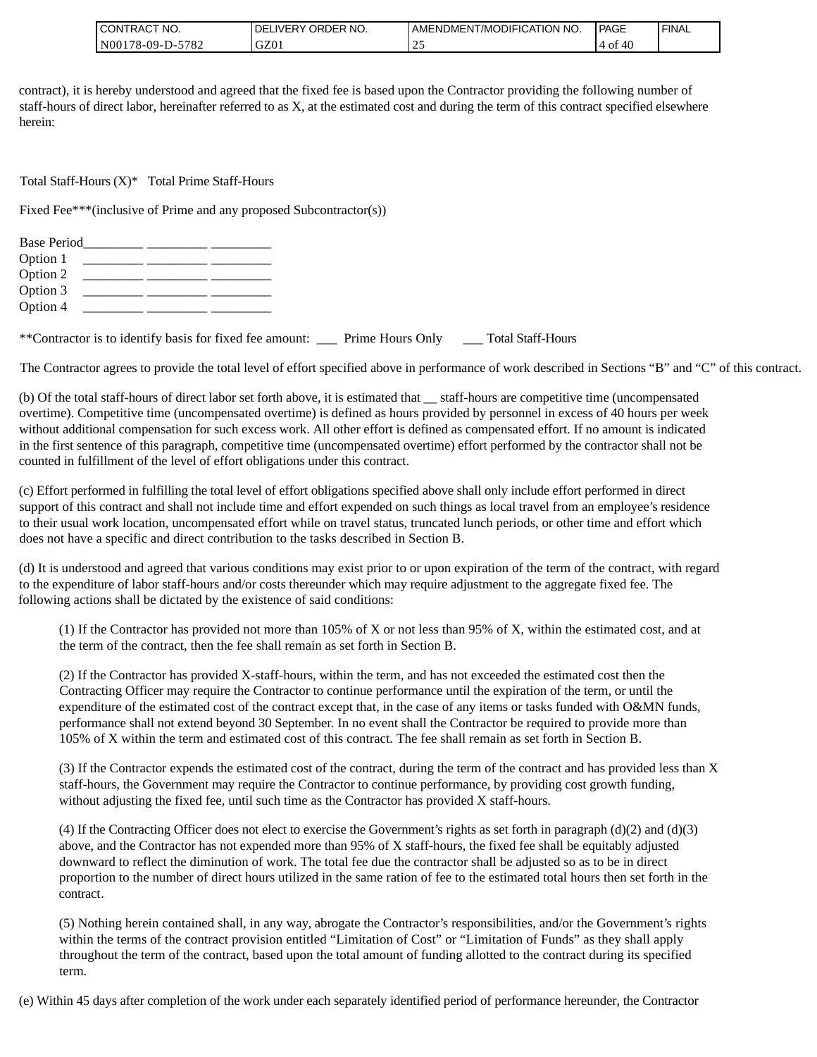contract), it is hereby understood and agreed that the fixed fee is based upon the Contractor providing the following number of staff-hours of direct labor, hereinafter referred to as X, at the estimated cost and during the term of this contract specified elsewhere herein:

Total Staff-Hours (X)* Total Prime Staff-Hours

Fixed Fee***(inclusive of Prime and any proposed Subcontractor(s))

| | | | |
|---|---|---|---|
| Base Period | _________ | _________ | _________ |
| Option 1 | _________ | _________ | _________ |
| Option 2 | _________ | _________ | _________ |
| Option 3 | _________ | _________ | _________ |
| Option 4 | _________ | _________ | _________ |

**Contractor is to identify basis for fixed fee amount: ___ Prime Hours Only ___ Total Staff-Hours

The Contractor agrees to provide the total level of effort specified above in performance of work described in Sections "B" and "C" of this contract.

(b) Of the total staff-hours of direct labor set forth above, it is estimated that __ staff-hours are competitive time (uncompensated overtime). Competitive time (uncompensated overtime) is defined as hours provided by personnel in excess of 40 hours per week without additional compensation for such excess work. All other effort is defined as compensated effort. If no amount is indicated in the first sentence of this paragraph, competitive time (uncompensated overtime) effort performed by the contractor shall not be counted in fulfillment of the level of effort obligations under this contract.

(c) Effort performed in fulfilling the total level of effort obligations specified above shall only include effort performed in direct support of this contract and shall not include time and effort expended on such things as local travel from an employee's residence to their usual work location, uncompensated effort while on travel status, truncated lunch periods, or other time and effort which does not have a specific and direct contribution to the tasks described in Section B.

(d) It is understood and agreed that various conditions may exist prior to or upon expiration of the term of the contract, with regard to the expenditure of labor staff-hours and/or costs thereunder which may require adjustment to the aggregate fixed fee. The following actions shall be dictated by the existence of said conditions:

(1) If the Contractor has provided not more than 105% of X or not less than 95% of X, within the estimated cost, and at the term of the contract, then the fee shall remain as set forth in Section B.

(2) If the Contractor has provided X-staff-hours, within the term, and has not exceeded the estimated cost then the Contracting Officer may require the Contractor to continue performance until the expiration of the term, or until the expenditure of the estimated cost of the contract except that, in the case of any items or tasks funded with O&MN funds, performance shall not extend beyond 30 September. In no event shall the Contractor be required to provide more than 105% of X within the term and estimated cost of this contract. The fee shall remain as set forth in Section B.

(3) If the Contractor expends the estimated cost of the contract, during the term of the contract and has provided less than X staff-hours, the Government may require the Contractor to continue performance, by providing cost growth funding, without adjusting the fixed fee, until such time as the Contractor has provided X staff-hours.

(4) If the Contracting Officer does not elect to exercise the Government's rights as set forth in paragraph (d)(2) and (d)(3) above, and the Contractor has not expended more than 95% of X staff-hours, the fixed fee shall be equitably adjusted downward to reflect the diminution of work. The total fee due the contractor shall be adjusted so as to be in direct proportion to the number of direct hours utilized in the same ration of fee to the estimated total hours then set forth in the contract.

(5) Nothing herein contained shall, in any way, abrogate the Contractor's responsibilities, and/or the Government's rights within the terms of the contract provision entitled "Limitation of Cost" or "Limitation of Funds" as they shall apply throughout the term of the contract, based upon the total amount of funding allotted to the contract during its specified term.

(e) Within 45 days after completion of the work under each separately identified period of performance hereunder, the Contractor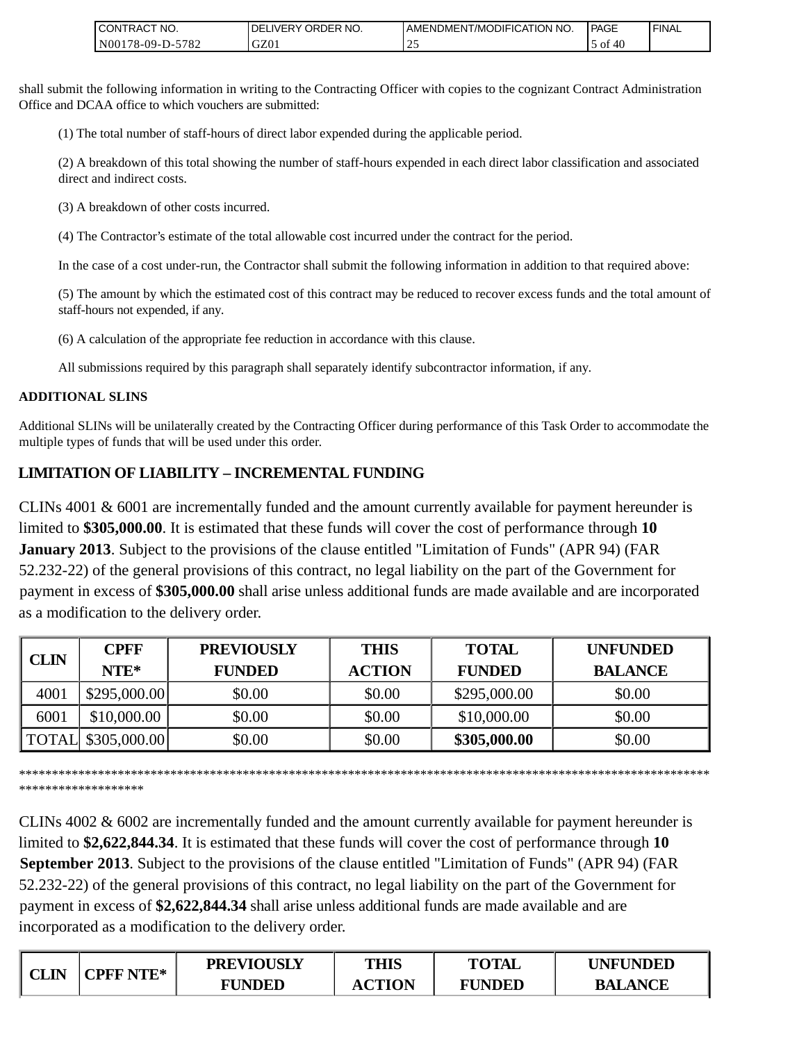shall submit the following information in writing to the Contracting Officer with copies to the cognizant Contract Administration Office and DCAA office to which vouchers are submitted:

(1) The total number of staff-hours of direct labor expended during the applicable period.

(2) A breakdown of this total showing the number of staff-hours expended in each direct labor classification and associated direct and indirect costs.

(3) A breakdown of other costs incurred.

(4) The Contractor's estimate of the total allowable cost incurred under the contract for the period.

In the case of a cost under-run, the Contractor shall submit the following information in addition to that required above:

(5) The amount by which the estimated cost of this contract may be reduced to recover excess funds and the total amount of staff-hours not expended, if any.

(6) A calculation of the appropriate fee reduction in accordance with this clause.

All submissions required by this paragraph shall separately identify subcontractor information, if any.

**ADDITIONAL SLINS**

Additional SLINs will be unilaterally created by the Contracting Officer during performance of this Task Order to accommodate the multiple types of funds that will be used under this order.

**LIMITATION OF LIABILITY – INCREMENTAL FUNDING**

CLINs 4001 & 6001 are incrementally funded and the amount currently available for payment hereunder is limited to **$305,000.00**. It is estimated that these funds will cover the cost of performance through **10 January 2013**. Subject to the provisions of the clause entitled "Limitation of Funds" (APR 94) (FAR 52.232-22) of the general provisions of this contract, no legal liability on the part of the Government for payment in excess of **$305,000.00** shall arise unless additional funds are made available and are incorporated as a modification to the delivery order.

| CLIN | CPFF NTE* | PREVIOUSLY FUNDED | THIS ACTION | TOTAL FUNDED | UNFUNDED BALANCE |
|---|---|---|---|---|---|
| 4001 | $295,000.00 | $0.00 | $0.00 | $295,000.00 | $0.00 |
| 6001 | $10,000.00 | $0.00 | $0.00 | $10,000.00 | $0.00 |
| TOTAL | $305,000.00 | $0.00 | $0.00 | **$305,000.00** | $0.00 |

*******************************************************************************************************************************

CLINs 4002 & 6002 are incrementally funded and the amount currently available for payment hereunder is limited to **$2,622,844.34**. It is estimated that these funds will cover the cost of performance through **10 September 2013**. Subject to the provisions of the clause entitled "Limitation of Funds" (APR 94) (FAR 52.232-22) of the general provisions of this contract, no legal liability on the part of the Government for payment in excess of **$2,622,844.34** shall arise unless additional funds are made available and are incorporated as a modification to the delivery order.

| CLIN | CPFF NTE* | PREVIOUSLY FUNDED | THIS ACTION | TOTAL FUNDED | UNFUNDED BALANCE |
|---|---|---|---|---|---|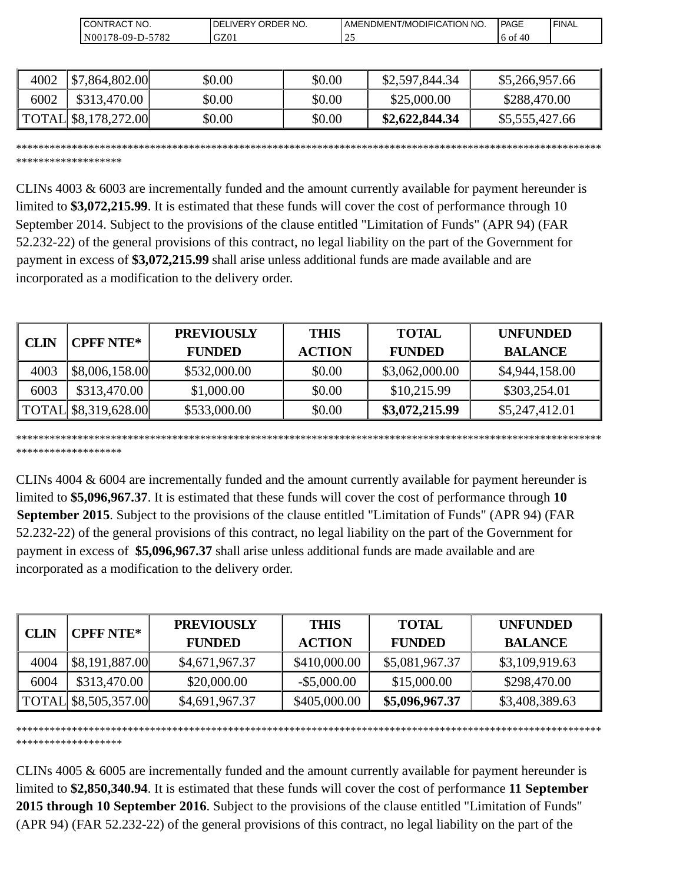| 4002 | $7,864,802.00 | $0.00 | $0.00 | $2,597,844.34 | $5,266,957.66 |
|---|---|---|---|---|---|
| 6002 | $313,470.00 | $0.00 | $0.00 | $25,000.00 | $288,470.00 |
| TOTAL | $8,178,272.00 | $0.00 | $0.00 | **$2,622,844.34** | $5,555,427.66 |

**************************************************************************************************************************

CLINs 4003 & 6003 are incrementally funded and the amount currently available for payment hereunder is limited to **$3,072,215.99**. It is estimated that these funds will cover the cost of performance through 10 September 2014. Subject to the provisions of the clause entitled "Limitation of Funds" (APR 94) (FAR 52.232-22) of the general provisions of this contract, no legal liability on the part of the Government for payment in excess of **$3,072,215.99** shall arise unless additional funds are made available and are incorporated as a modification to the delivery order.

| CLIN | CPFF NTE* | PREVIOUSLY FUNDED | THIS ACTION | TOTAL FUNDED | UNFUNDED BALANCE |
|---|---|---|---|---|---|
| 4003 | $8,006,158.00 | $532,000.00 | $0.00 | $3,062,000.00 | $4,944,158.00 |
| 6003 | $313,470.00 | $1,000.00 | $0.00 | $10,215.99 | $303,254.01 |
| TOTAL | $8,319,628.00 | $533,000.00 | $0.00 | **$3,072,215.99** | $5,247,412.01 |

**************************************************************************************************************************

CLINs 4004 & 6004 are incrementally funded and the amount currently available for payment hereunder is limited to **$5,096,967.37**. It is estimated that these funds will cover the cost of performance through **10 September 2015**. Subject to the provisions of the clause entitled "Limitation of Funds" (APR 94) (FAR 52.232-22) of the general provisions of this contract, no legal liability on the part of the Government for payment in excess of **$5,096,967.37** shall arise unless additional funds are made available and are incorporated as a modification to the delivery order.

| CLIN | CPFF NTE* | PREVIOUSLY FUNDED | THIS ACTION | TOTAL FUNDED | UNFUNDED BALANCE |
|---|---|---|---|---|---|
| 4004 | $8,191,887.00 | $4,671,967.37 | $410,000.00 | $5,081,967.37 | $3,109,919.63 |
| 6004 | $313,470.00 | $20,000.00 | -$5,000.00 | $15,000.00 | $298,470.00 |
| TOTAL | $8,505,357.00 | $4,691,967.37 | $405,000.00 | **$5,096,967.37** | $3,408,389.63 |

**************************************************************************************************************************

CLINs 4005 & 6005 are incrementally funded and the amount currently available for payment hereunder is limited to **$2,850,340.94**. It is estimated that these funds will cover the cost of performance **11 September 2015 through 10 September 2016**. Subject to the provisions of the clause entitled "Limitation of Funds" (APR 94) (FAR 52.232-22) of the general provisions of this contract, no legal liability on the part of the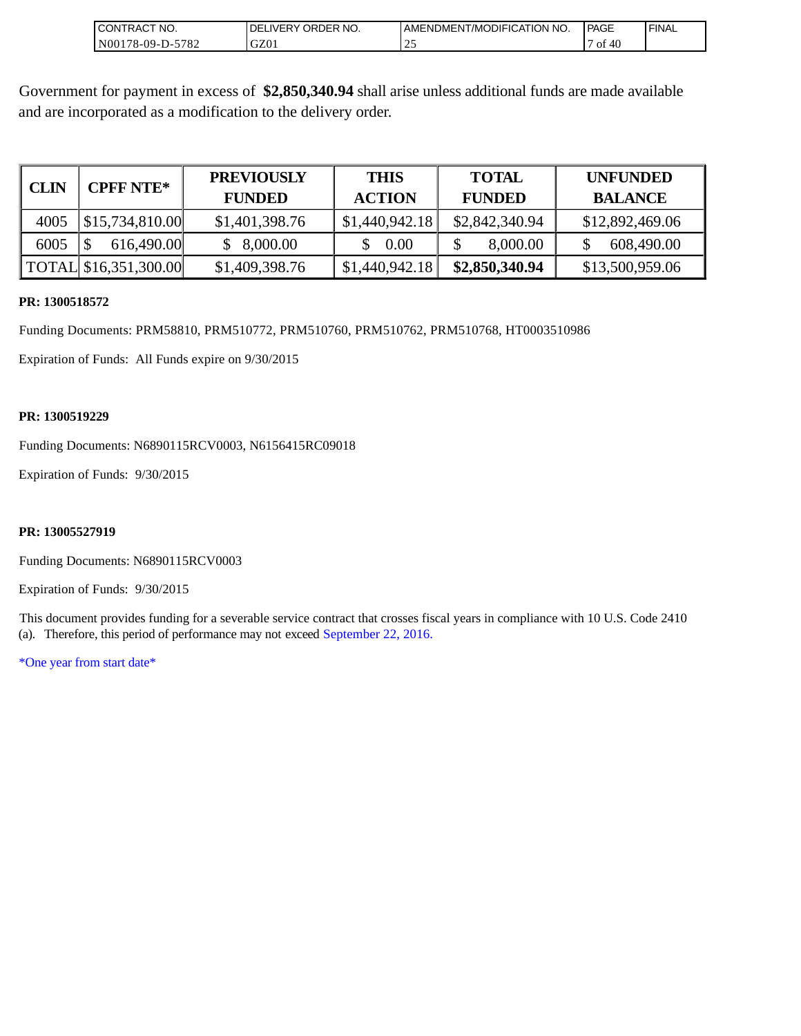Government for payment in excess of **$2,850,340.94** shall arise unless additional funds are made available and are incorporated as a modification to the delivery order.

| CLIN | CPFF NTE* | PREVIOUSLY FUNDED | THIS ACTION | TOTAL FUNDED | UNFUNDED BALANCE |
|---|---|---|---|---|---|
| 4005 | $15,734,810.00 | $1,401,398.76 | $1,440,942.18 | $2,842,340.94 | $12,892,469.06 |
| 6005 | $ 616,490.00 | $ 8,000.00 | $ 0.00 | $ 8,000.00 | $ 608,490.00 |
| TOTAL | $16,351,300.00 | $1,409,398.76 | $1,440,942.18 | **$2,850,340.94** | $13,500,959.06 |

**PR: 1300518572**

Funding Documents: PRM58810, PRM510772, PRM510760, PRM510762, PRM510768, HT0003510986

Expiration of Funds: All Funds expire on 9/30/2015

**PR: 1300519229**

Funding Documents: N6890115RCV0003, N6156415RC09018

Expiration of Funds: 9/30/2015

**PR: 13005527919**

Funding Documents: N6890115RCV0003

Expiration of Funds: 9/30/2015

This document provides funding for a severable service contract that crosses fiscal years in compliance with 10 U.S. Code 2410 (a). Therefore, this period of performance may not exceed September 22, 2016.

*One year from start date*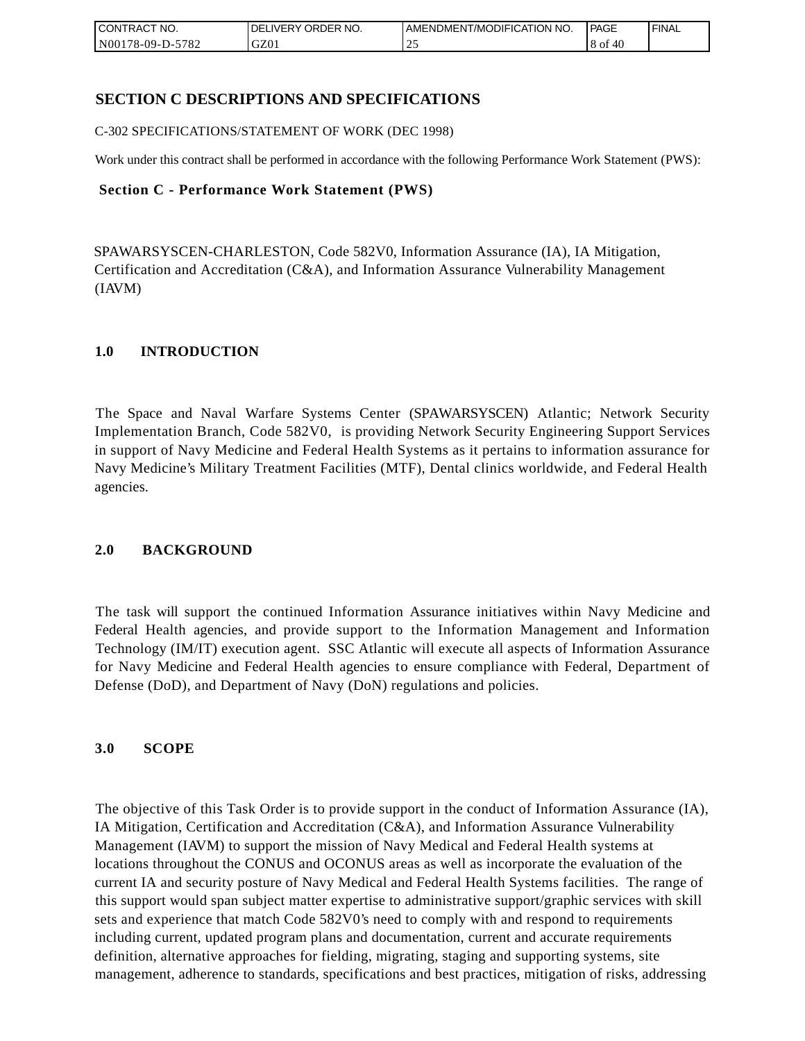# SECTION C DESCRIPTIONS AND SPECIFICATIONS

C-302 SPECIFICATIONS/STATEMENT OF WORK (DEC 1998)

Work under this contract shall be performed in accordance with the following Performance Work Statement (PWS):

**Section C - Performance Work Statement (PWS)**

SPAWARSYSCEN-CHARLESTON, Code 582V0, Information Assurance (IA), IA Mitigation, Certification and Accreditation (C&A), and Information Assurance Vulnerability Management (IAVM)

## 1.0 INTRODUCTION

The Space and Naval Warfare Systems Center (SPAWARSYSCEN) Atlantic; Network Security Implementation Branch, Code 582V0, is providing Network Security Engineering Support Services in support of Navy Medicine and Federal Health Systems as it pertains to information assurance for Navy Medicine's Military Treatment Facilities (MTF), Dental clinics worldwide, and Federal Health agencies.

## 2.0 BACKGROUND

The task will support the continued Information Assurance initiatives within Navy Medicine and Federal Health agencies, and provide support to the Information Management and Information Technology (IM/IT) execution agent. SSC Atlantic will execute all aspects of Information Assurance for Navy Medicine and Federal Health agencies to ensure compliance with Federal, Department of Defense (DoD), and Department of Navy (DoN) regulations and policies.

## 3.0 SCOPE

The objective of this Task Order is to provide support in the conduct of Information Assurance (IA), IA Mitigation, Certification and Accreditation (C&A), and Information Assurance Vulnerability Management (IAVM) to support the mission of Navy Medical and Federal Health systems at locations throughout the CONUS and OCONUS areas as well as incorporate the evaluation of the current IA and security posture of Navy Medical and Federal Health Systems facilities. The range of this support would span subject matter expertise to administrative support/graphic services with skill sets and experience that match Code 582V0's need to comply with and respond to requirements including current, updated program plans and documentation, current and accurate requirements definition, alternative approaches for fielding, migrating, staging and supporting systems, site management, adherence to standards, specifications and best practices, mitigation of risks, addressing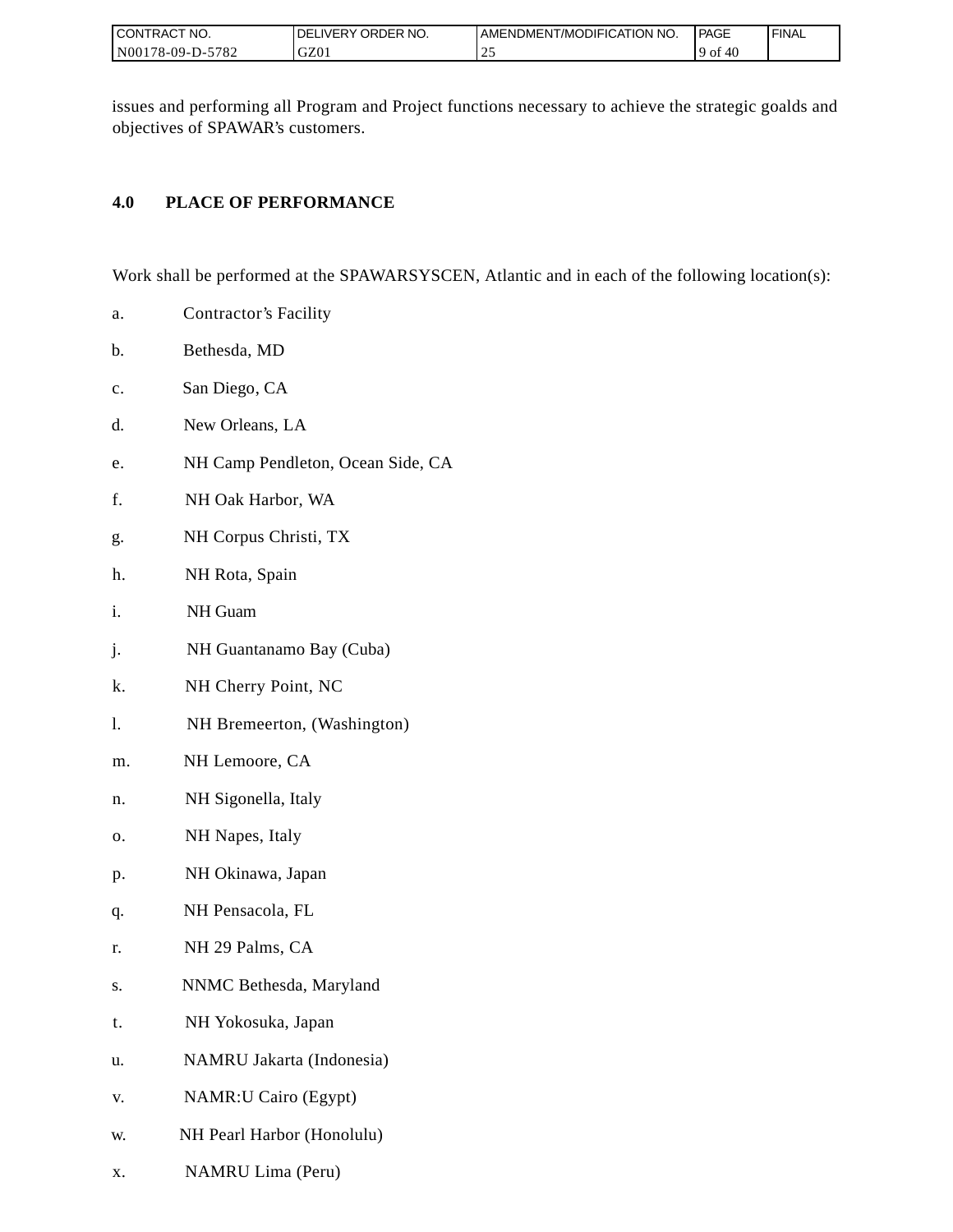issues and performing all Program and Project functions necessary to achieve the strategic goalds and objectives of SPAWAR's customers.

## 4.0 PLACE OF PERFORMANCE

Work shall be performed at the SPAWARSYSCEN, Atlantic and in each of the following location(s):

a. Contractor's Facility

b. Bethesda, MD

c. San Diego, CA

d. New Orleans, LA

e. NH Camp Pendleton, Ocean Side, CA

f. NH Oak Harbor, WA

g. NH Corpus Christi, TX

h. NH Rota, Spain

i. NH Guam

j. NH Guantanamo Bay (Cuba)

k. NH Cherry Point, NC

l. NH Bremeerton, (Washington)

m. NH Lemoore, CA

n. NH Sigonella, Italy

o. NH Napes, Italy

p. NH Okinawa, Japan

q. NH Pensacola, FL

r. NH 29 Palms, CA

s. NNMC Bethesda, Maryland

t. NH Yokosuka, Japan

u. NAMRU Jakarta (Indonesia)

v. NAMR:U Cairo (Egypt)

w. NH Pearl Harbor (Honolulu)

x. NAMRU Lima (Peru)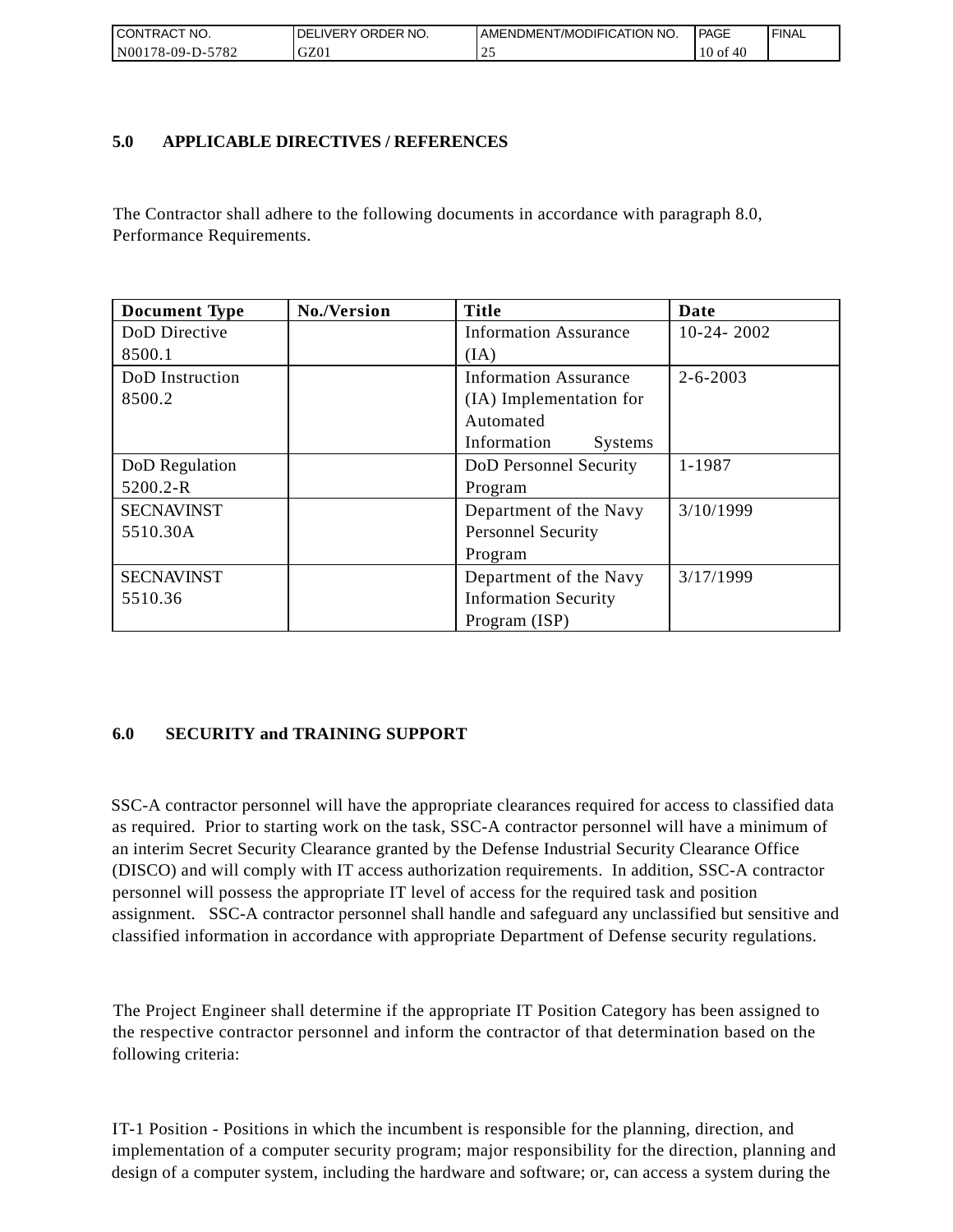## 5.0 APPLICABLE DIRECTIVES / REFERENCES

The Contractor shall adhere to the following documents in accordance with paragraph 8.0, Performance Requirements.

| Document Type | No./Version | Title | Date |
|---|---|---|---|
| DoD Directive 8500.1 | | Information Assurance (IA) | 10-24- 2002 |
| DoD Instruction 8500.2 | | Information Assurance (IA) Implementation for Automated Information Systems | 2-6-2003 |
| DoD Regulation 5200.2-R | | DoD Personnel Security Program | 1-1987 |
| SECNAVINST 5510.30A | | Department of the Navy Personnel Security Program | 3/10/1999 |
| SECNAVINST 5510.36 | | Department of the Navy Information Security Program (ISP) | 3/17/1999 |

## 6.0 SECURITY and TRAINING SUPPORT

SSC-A contractor personnel will have the appropriate clearances required for access to classified data as required. Prior to starting work on the task, SSC-A contractor personnel will have a minimum of an interim Secret Security Clearance granted by the Defense Industrial Security Clearance Office (DISCO) and will comply with IT access authorization requirements. In addition, SSC-A contractor personnel will possess the appropriate IT level of access for the required task and position assignment. SSC-A contractor personnel shall handle and safeguard any unclassified but sensitive and classified information in accordance with appropriate Department of Defense security regulations.

The Project Engineer shall determine if the appropriate IT Position Category has been assigned to the respective contractor personnel and inform the contractor of that determination based on the following criteria:

IT-1 Position - Positions in which the incumbent is responsible for the planning, direction, and implementation of a computer security program; major responsibility for the direction, planning and design of a computer system, including the hardware and software; or, can access a system during the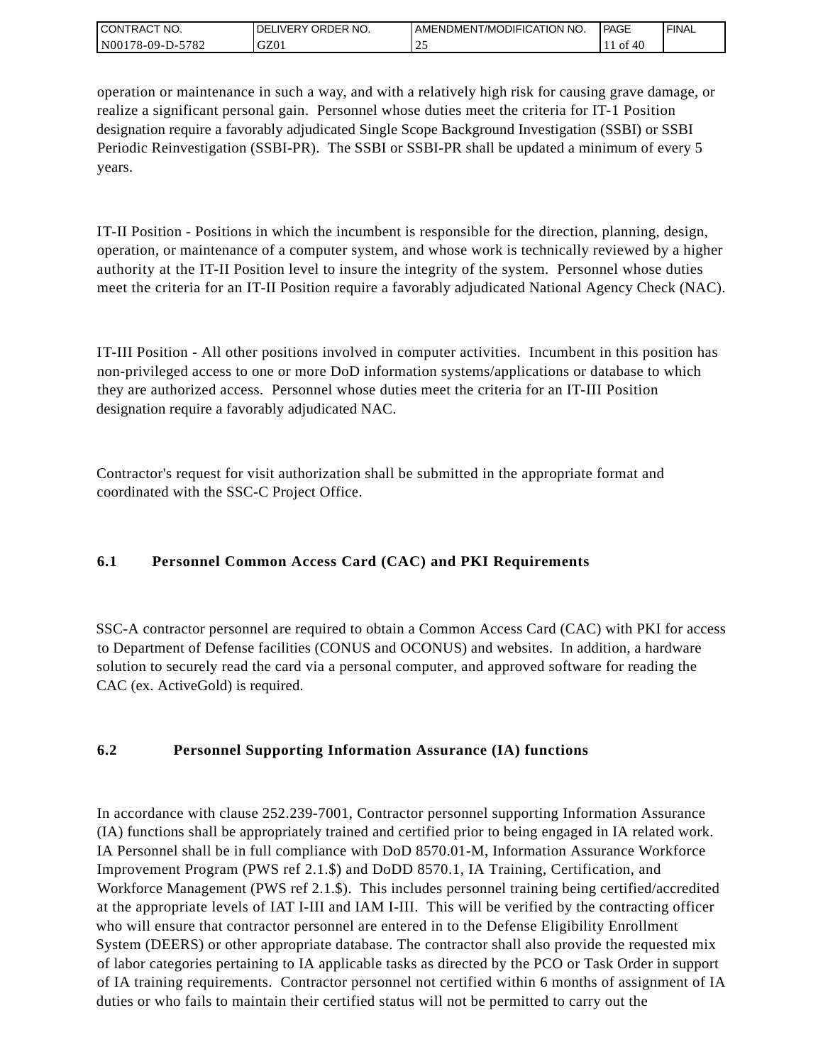operation or maintenance in such a way, and with a relatively high risk for causing grave damage, or realize a significant personal gain. Personnel whose duties meet the criteria for IT-1 Position designation require a favorably adjudicated Single Scope Background Investigation (SSBI) or SSBI Periodic Reinvestigation (SSBI-PR). The SSBI or SSBI-PR shall be updated a minimum of every 5 years.

IT-II Position - Positions in which the incumbent is responsible for the direction, planning, design, operation, or maintenance of a computer system, and whose work is technically reviewed by a higher authority at the IT-II Position level to insure the integrity of the system. Personnel whose duties meet the criteria for an IT-II Position require a favorably adjudicated National Agency Check (NAC).

IT-III Position - All other positions involved in computer activities. Incumbent in this position has non-privileged access to one or more DoD information systems/applications or database to which they are authorized access. Personnel whose duties meet the criteria for an IT-III Position designation require a favorably adjudicated NAC.

Contractor's request for visit authorization shall be submitted in the appropriate format and coordinated with the SSC-C Project Office.

### 6.1 Personnel Common Access Card (CAC) and PKI Requirements

SSC-A contractor personnel are required to obtain a Common Access Card (CAC) with PKI for access to Department of Defense facilities (CONUS and OCONUS) and websites. In addition, a hardware solution to securely read the card via a personal computer, and approved software for reading the CAC (ex. ActiveGold) is required.

### 6.2 Personnel Supporting Information Assurance (IA) functions

In accordance with clause 252.239-7001, Contractor personnel supporting Information Assurance (IA) functions shall be appropriately trained and certified prior to being engaged in IA related work. IA Personnel shall be in full compliance with DoD 8570.01-M, Information Assurance Workforce Improvement Program (PWS ref 2.1.$) and DoDD 8570.1, IA Training, Certification, and Workforce Management (PWS ref 2.1.$). This includes personnel training being certified/accredited at the appropriate levels of IAT I-III and IAM I-III. This will be verified by the contracting officer who will ensure that contractor personnel are entered in to the Defense Eligibility Enrollment System (DEERS) or other appropriate database. The contractor shall also provide the requested mix of labor categories pertaining to IA applicable tasks as directed by the PCO or Task Order in support of IA training requirements. Contractor personnel not certified within 6 months of assignment of IA duties or who fails to maintain their certified status will not be permitted to carry out the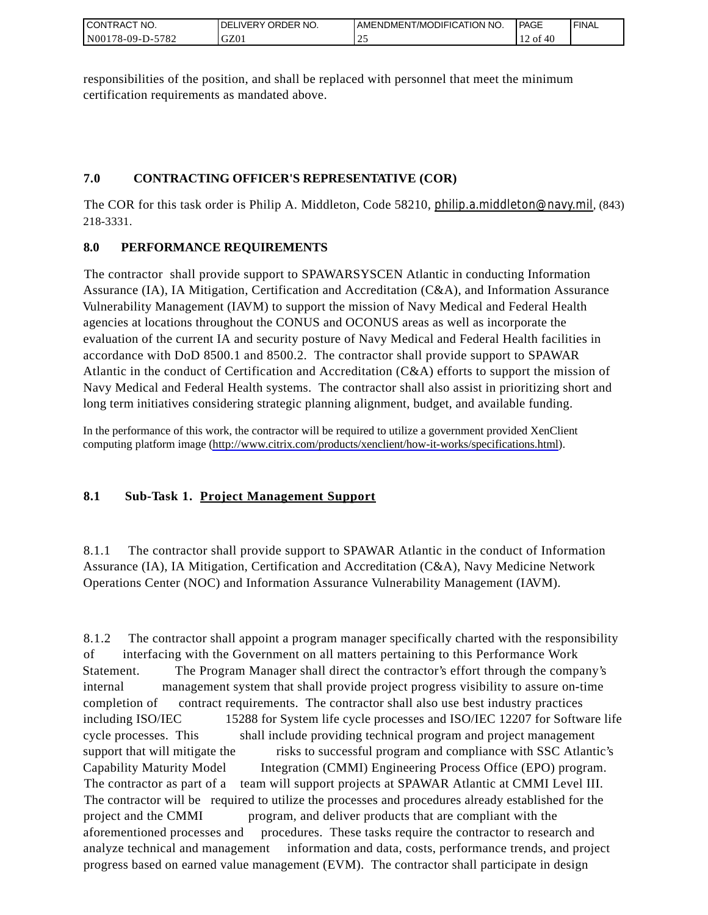responsibilities of the position, and shall be replaced with personnel that meet the minimum certification requirements as mandated above.

## 7.0 CONTRACTING OFFICER'S REPRESENTATIVE (COR)

The COR for this task order is Philip A. Middleton, Code 58210, philip.a.middleton@navy.mil, (843) 218-3331.

## 8.0 PERFORMANCE REQUIREMENTS

The contractor shall provide support to SPAWARSYSCEN Atlantic in conducting Information Assurance (IA), IA Mitigation, Certification and Accreditation (C&A), and Information Assurance Vulnerability Management (IAVM) to support the mission of Navy Medical and Federal Health agencies at locations throughout the CONUS and OCONUS areas as well as incorporate the evaluation of the current IA and security posture of Navy Medical and Federal Health facilities in accordance with DoD 8500.1 and 8500.2. The contractor shall provide support to SPAWAR Atlantic in the conduct of Certification and Accreditation (C&A) efforts to support the mission of Navy Medical and Federal Health systems. The contractor shall also assist in prioritizing short and long term initiatives considering strategic planning alignment, budget, and available funding.

In the performance of this work, the contractor will be required to utilize a government provided XenClient computing platform image (http://www.citrix.com/products/xenclient/how-it-works/specifications.html).

### 8.1 Sub-Task 1. Project Management Support

8.1.1 The contractor shall provide support to SPAWAR Atlantic in the conduct of Information Assurance (IA), IA Mitigation, Certification and Accreditation (C&A), Navy Medicine Network Operations Center (NOC) and Information Assurance Vulnerability Management (IAVM).

8.1.2 The contractor shall appoint a program manager specifically charted with the responsibility of interfacing with the Government on all matters pertaining to this Performance Work Statement. The Program Manager shall direct the contractor's effort through the company's internal management system that shall provide project progress visibility to assure on-time completion of contract requirements. The contractor shall also use best industry practices including ISO/IEC 15288 for System life cycle processes and ISO/IEC 12207 for Software life cycle processes. This shall include providing technical program and project management support that will mitigate the risks to successful program and compliance with SSC Atlantic's Capability Maturity Model Integration (CMMI) Engineering Process Office (EPO) program. The contractor as part of a team will support projects at SPAWAR Atlantic at CMMI Level III. The contractor will be required to utilize the processes and procedures already established for the project and the CMMI program, and deliver products that are compliant with the aforementioned processes and procedures. These tasks require the contractor to research and analyze technical and management information and data, costs, performance trends, and project progress based on earned value management (EVM). The contractor shall participate in design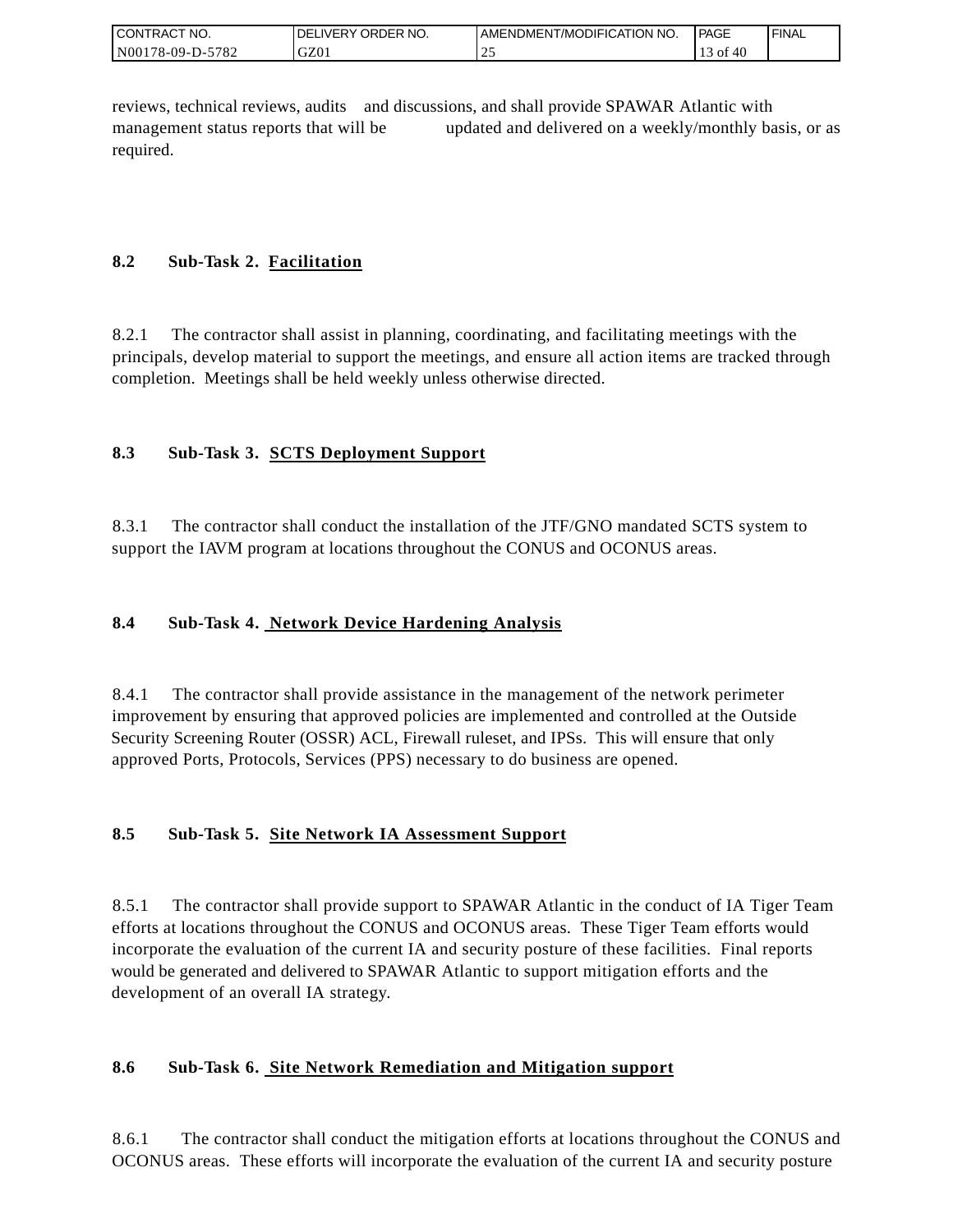reviews, technical reviews, audits and discussions, and shall provide SPAWAR Atlantic with management status reports that will be updated and delivered on a weekly/monthly basis, or as required.

### 8.2 Sub-Task 2. <u>Facilitation</u>

8.2.1 The contractor shall assist in planning, coordinating, and facilitating meetings with the principals, develop material to support the meetings, and ensure all action items are tracked through completion. Meetings shall be held weekly unless otherwise directed.

### 8.3 Sub-Task 3. <u>SCTS Deployment Support</u>

8.3.1 The contractor shall conduct the installation of the JTF/GNO mandated SCTS system to support the IAVM program at locations throughout the CONUS and OCONUS areas.

### 8.4 Sub-Task 4. <u>Network Device Hardening Analysis</u>

8.4.1 The contractor shall provide assistance in the management of the network perimeter improvement by ensuring that approved policies are implemented and controlled at the Outside Security Screening Router (OSSR) ACL, Firewall ruleset, and IPSs. This will ensure that only approved Ports, Protocols, Services (PPS) necessary to do business are opened.

### 8.5 Sub-Task 5. <u>Site Network IA Assessment Support</u>

8.5.1 The contractor shall provide support to SPAWAR Atlantic in the conduct of IA Tiger Team efforts at locations throughout the CONUS and OCONUS areas. These Tiger Team efforts would incorporate the evaluation of the current IA and security posture of these facilities. Final reports would be generated and delivered to SPAWAR Atlantic to support mitigation efforts and the development of an overall IA strategy.

### 8.6 Sub-Task 6. <u>Site Network Remediation and Mitigation support</u>

8.6.1 The contractor shall conduct the mitigation efforts at locations throughout the CONUS and OCONUS areas. These efforts will incorporate the evaluation of the current IA and security posture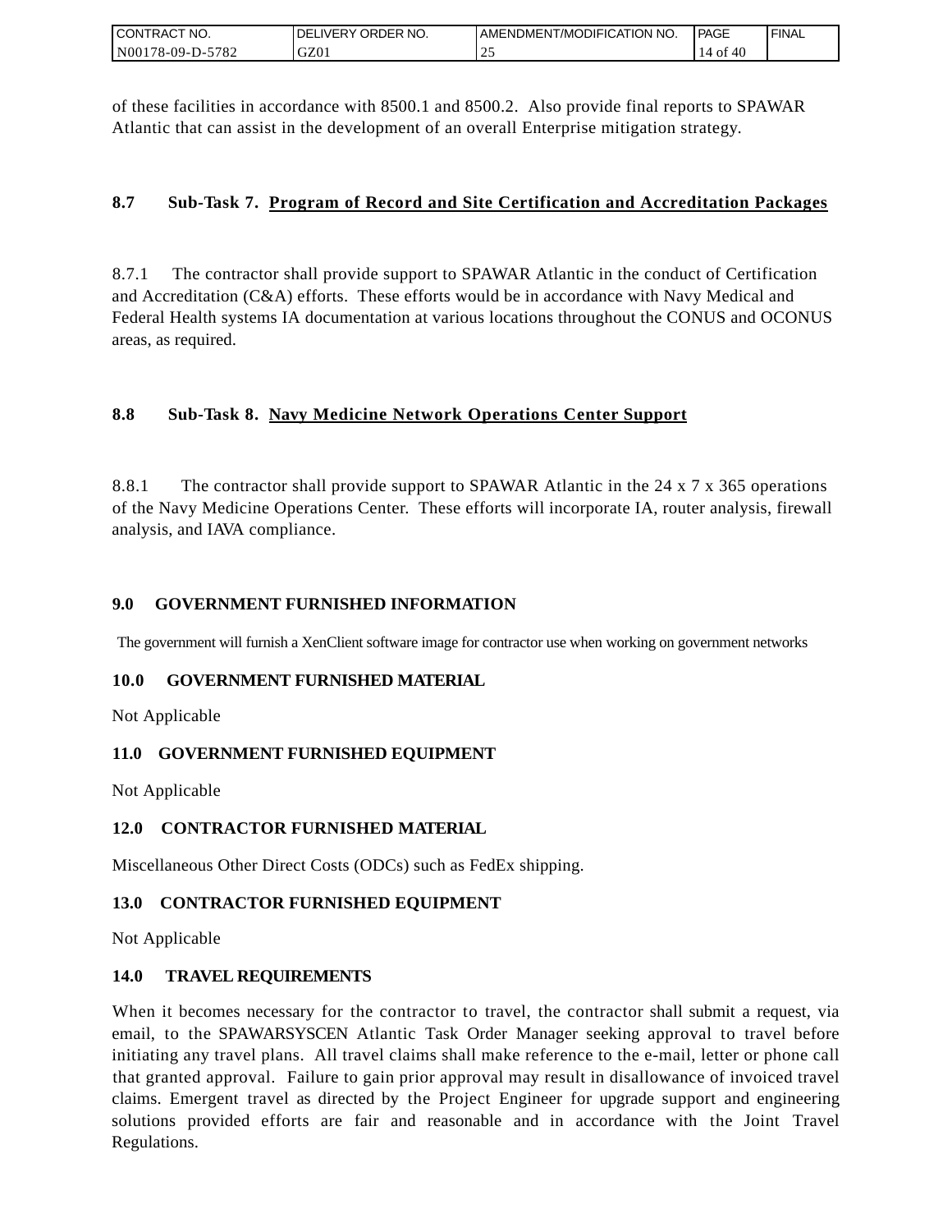of these facilities in accordance with 8500.1 and 8500.2. Also provide final reports to SPAWAR Atlantic that can assist in the development of an overall Enterprise mitigation strategy.

### 8.7 Sub-Task 7. Program of Record and Site Certification and Accreditation Packages

8.7.1 The contractor shall provide support to SPAWAR Atlantic in the conduct of Certification and Accreditation (C&A) efforts. These efforts would be in accordance with Navy Medical and Federal Health systems IA documentation at various locations throughout the CONUS and OCONUS areas, as required.

### 8.8 Sub-Task 8. Navy Medicine Network Operations Center Support

8.8.1 The contractor shall provide support to SPAWAR Atlantic in the 24 x 7 x 365 operations of the Navy Medicine Operations Center. These efforts will incorporate IA, router analysis, firewall analysis, and IAVA compliance.

## 9.0 GOVERNMENT FURNISHED INFORMATION

The government will furnish a XenClient software image for contractor use when working on government networks

## 10.0 GOVERNMENT FURNISHED MATERIAL

Not Applicable

## 11.0 GOVERNMENT FURNISHED EQUIPMENT

Not Applicable

## 12.0 CONTRACTOR FURNISHED MATERIAL

Miscellaneous Other Direct Costs (ODCs) such as FedEx shipping.

## 13.0 CONTRACTOR FURNISHED EQUIPMENT

Not Applicable

## 14.0 TRAVEL REQUIREMENTS

When it becomes necessary for the contractor to travel, the contractor shall submit a request, via email, to the SPAWARSYSCEN Atlantic Task Order Manager seeking approval to travel before initiating any travel plans. All travel claims shall make reference to the e-mail, letter or phone call that granted approval. Failure to gain prior approval may result in disallowance of invoiced travel claims. Emergent travel as directed by the Project Engineer for upgrade support and engineering solutions provided efforts are fair and reasonable and in accordance with the Joint Travel Regulations.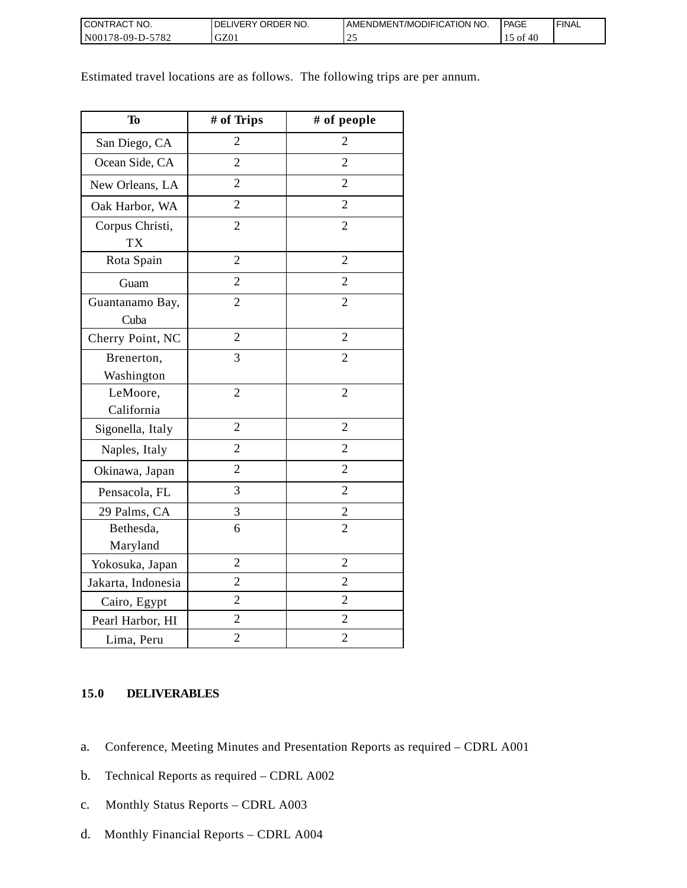Estimated travel locations are as follows.  The following trips are per annum.

| To | # of Trips | # of people |
|---|---|---|
| San Diego, CA | 2 | 2 |
| Ocean Side, CA | 2 | 2 |
| New Orleans, LA | 2 | 2 |
| Oak Harbor, WA | 2 | 2 |
| Corpus Christi, TX | 2 | 2 |
| Rota Spain | 2 | 2 |
| Guam | 2 | 2 |
| Guantanamo Bay, Cuba | 2 | 2 |
| Cherry Point, NC | 2 | 2 |
| Brenerton, Washington | 3 | 2 |
| LeMoore, California | 2 | 2 |
| Sigonella, Italy | 2 | 2 |
| Naples, Italy | 2 | 2 |
| Okinawa, Japan | 2 | 2 |
| Pensacola, FL | 3 | 2 |
| 29 Palms, CA | 3 | 2 |
| Bethesda, Maryland | 6 | 2 |
| Yokosuka, Japan | 2 | 2 |
| Jakarta, Indonesia | 2 | 2 |
| Cairo, Egypt | 2 | 2 |
| Pearl Harbor, HI | 2 | 2 |
| Lima, Peru | 2 | 2 |

## 15.0 DELIVERABLES

a. Conference, Meeting Minutes and Presentation Reports as required – CDRL A001

b. Technical Reports as required – CDRL A002

c. Monthly Status Reports – CDRL A003

d. Monthly Financial Reports – CDRL A004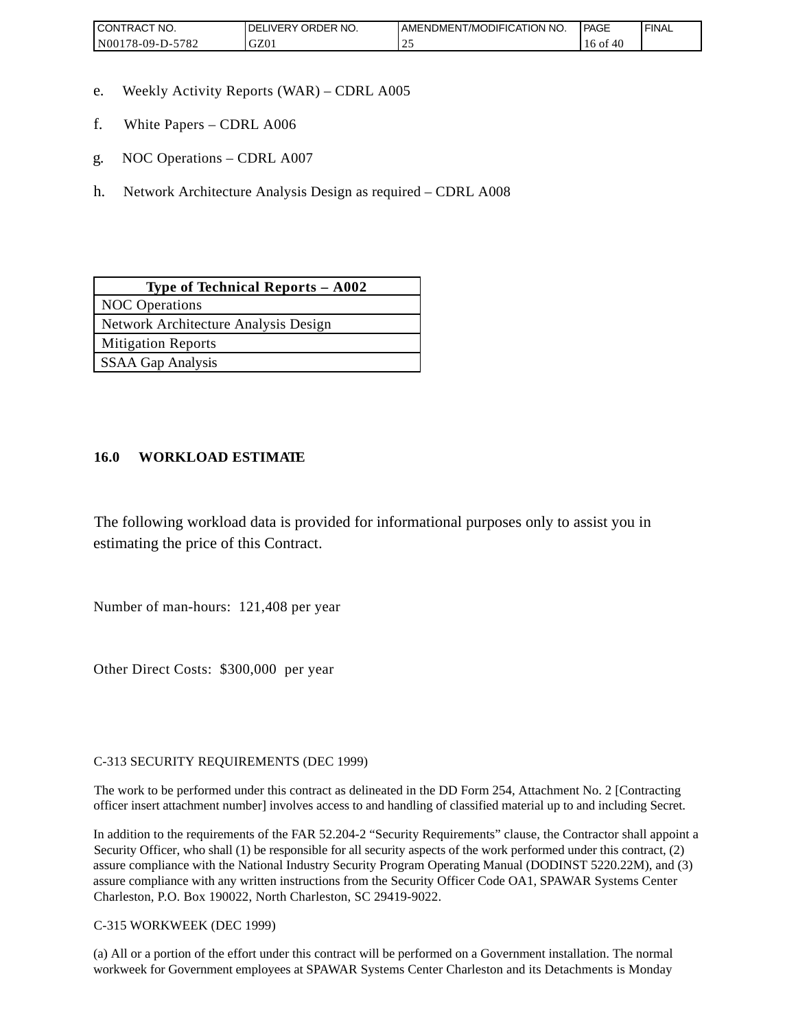e. Weekly Activity Reports (WAR) – CDRL A005

f. White Papers – CDRL A006

g. NOC Operations – CDRL A007

h. Network Architecture Analysis Design as required – CDRL A008

| Type of Technical Reports – A002 |
| --- |
| NOC Operations |
| Network Architecture Analysis Design |
| Mitigation Reports |
| SSAA Gap Analysis |

## 16.0 WORKLOAD ESTIMATE

The following workload data is provided for informational purposes only to assist you in estimating the price of this Contract.

Number of man-hours: 121,408 per year

Other Direct Costs: $300,000 per year

C-313 SECURITY REQUIREMENTS (DEC 1999)

The work to be performed under this contract as delineated in the DD Form 254, Attachment No. 2 [Contracting officer insert attachment number] involves access to and handling of classified material up to and including Secret.

In addition to the requirements of the FAR 52.204-2 “Security Requirements” clause, the Contractor shall appoint a Security Officer, who shall (1) be responsible for all security aspects of the work performed under this contract, (2) assure compliance with the National Industry Security Program Operating Manual (DODINST 5220.22M), and (3) assure compliance with any written instructions from the Security Officer Code OA1, SPAWAR Systems Center Charleston, P.O. Box 190022, North Charleston, SC 29419-9022.

C-315 WORKWEEK (DEC 1999)

(a) All or a portion of the effort under this contract will be performed on a Government installation. The normal workweek for Government employees at SPAWAR Systems Center Charleston and its Detachments is Monday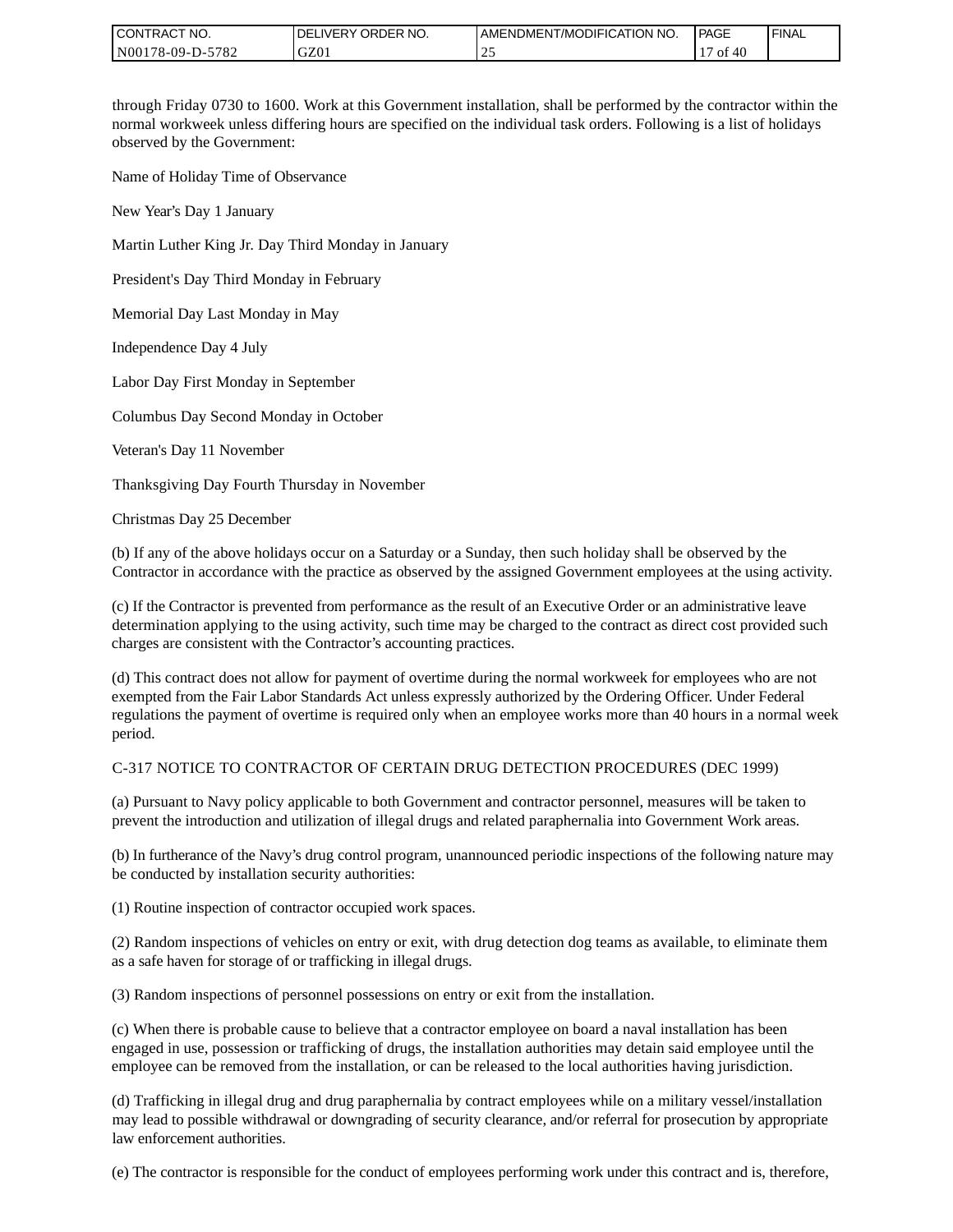through Friday 0730 to 1600. Work at this Government installation, shall be performed by the contractor within the normal workweek unless differing hours are specified on the individual task orders. Following is a list of holidays observed by the Government:

Name of Holiday Time of Observance

New Year's Day 1 January

Martin Luther King Jr. Day Third Monday in January

President's Day Third Monday in February

Memorial Day Last Monday in May

Independence Day 4 July

Labor Day First Monday in September

Columbus Day Second Monday in October

Veteran's Day 11 November

Thanksgiving Day Fourth Thursday in November

Christmas Day 25 December

(b) If any of the above holidays occur on a Saturday or a Sunday, then such holiday shall be observed by the Contractor in accordance with the practice as observed by the assigned Government employees at the using activity.

(c) If the Contractor is prevented from performance as the result of an Executive Order or an administrative leave determination applying to the using activity, such time may be charged to the contract as direct cost provided such charges are consistent with the Contractor's accounting practices.

(d) This contract does not allow for payment of overtime during the normal workweek for employees who are not exempted from the Fair Labor Standards Act unless expressly authorized by the Ordering Officer. Under Federal regulations the payment of overtime is required only when an employee works more than 40 hours in a normal week period.

C-317 NOTICE TO CONTRACTOR OF CERTAIN DRUG DETECTION PROCEDURES (DEC 1999)

(a) Pursuant to Navy policy applicable to both Government and contractor personnel, measures will be taken to prevent the introduction and utilization of illegal drugs and related paraphernalia into Government Work areas.

(b) In furtherance of the Navy's drug control program, unannounced periodic inspections of the following nature may be conducted by installation security authorities:

(1) Routine inspection of contractor occupied work spaces.

(2) Random inspections of vehicles on entry or exit, with drug detection dog teams as available, to eliminate them as a safe haven for storage of or trafficking in illegal drugs.

(3) Random inspections of personnel possessions on entry or exit from the installation.

(c) When there is probable cause to believe that a contractor employee on board a naval installation has been engaged in use, possession or trafficking of drugs, the installation authorities may detain said employee until the employee can be removed from the installation, or can be released to the local authorities having jurisdiction.

(d) Trafficking in illegal drug and drug paraphernalia by contract employees while on a military vessel/installation may lead to possible withdrawal or downgrading of security clearance, and/or referral for prosecution by appropriate law enforcement authorities.

(e) The contractor is responsible for the conduct of employees performing work under this contract and is, therefore,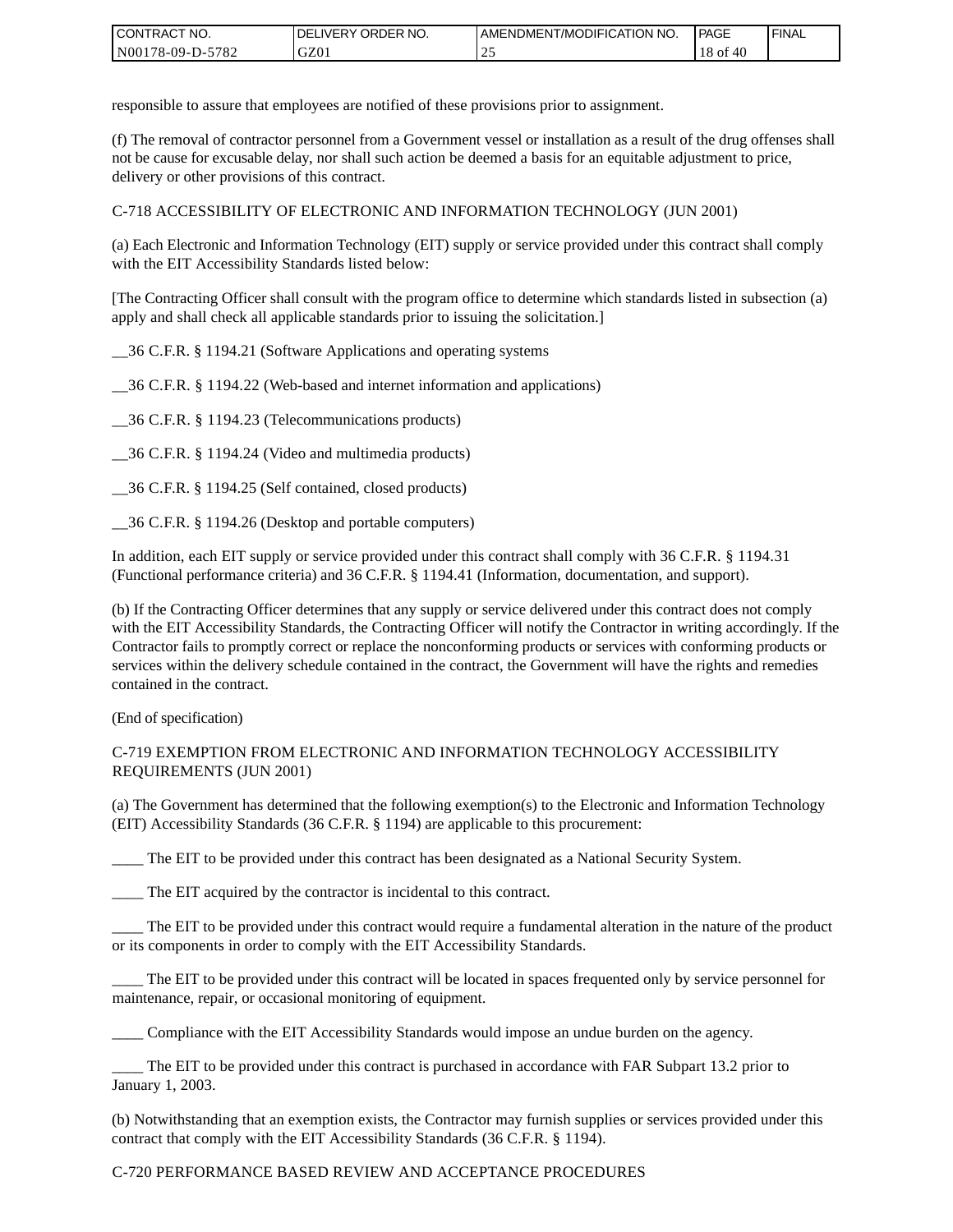responsible to assure that employees are notified of these provisions prior to assignment.

(f) The removal of contractor personnel from a Government vessel or installation as a result of the drug offenses shall not be cause for excusable delay, nor shall such action be deemed a basis for an equitable adjustment to price, delivery or other provisions of this contract.

C-718 ACCESSIBILITY OF ELECTRONIC AND INFORMATION TECHNOLOGY (JUN 2001)

(a) Each Electronic and Information Technology (EIT) supply or service provided under this contract shall comply with the EIT Accessibility Standards listed below:

[The Contracting Officer shall consult with the program office to determine which standards listed in subsection (a) apply and shall check all applicable standards prior to issuing the solicitation.]

__36 C.F.R. § 1194.21 (Software Applications and operating systems

__36 C.F.R. § 1194.22 (Web-based and internet information and applications)

__36 C.F.R. § 1194.23 (Telecommunications products)

__36 C.F.R. § 1194.24 (Video and multimedia products)

__36 C.F.R. § 1194.25 (Self contained, closed products)

__36 C.F.R. § 1194.26 (Desktop and portable computers)

In addition, each EIT supply or service provided under this contract shall comply with 36 C.F.R. § 1194.31 (Functional performance criteria) and 36 C.F.R. § 1194.41 (Information, documentation, and support).

(b) If the Contracting Officer determines that any supply or service delivered under this contract does not comply with the EIT Accessibility Standards, the Contracting Officer will notify the Contractor in writing accordingly. If the Contractor fails to promptly correct or replace the nonconforming products or services with conforming products or services within the delivery schedule contained in the contract, the Government will have the rights and remedies contained in the contract.

(End of specification)

C-719 EXEMPTION FROM ELECTRONIC AND INFORMATION TECHNOLOGY ACCESSIBILITY REQUIREMENTS (JUN 2001)

(a) The Government has determined that the following exemption(s) to the Electronic and Information Technology (EIT) Accessibility Standards (36 C.F.R. § 1194) are applicable to this procurement:

____ The EIT to be provided under this contract has been designated as a National Security System.

____ The EIT acquired by the contractor is incidental to this contract.

____ The EIT to be provided under this contract would require a fundamental alteration in the nature of the product or its components in order to comply with the EIT Accessibility Standards.

____ The EIT to be provided under this contract will be located in spaces frequented only by service personnel for maintenance, repair, or occasional monitoring of equipment.

____ Compliance with the EIT Accessibility Standards would impose an undue burden on the agency.

____ The EIT to be provided under this contract is purchased in accordance with FAR Subpart 13.2 prior to January 1, 2003.

(b) Notwithstanding that an exemption exists, the Contractor may furnish supplies or services provided under this contract that comply with the EIT Accessibility Standards (36 C.F.R. § 1194).

C-720 PERFORMANCE BASED REVIEW AND ACCEPTANCE PROCEDURES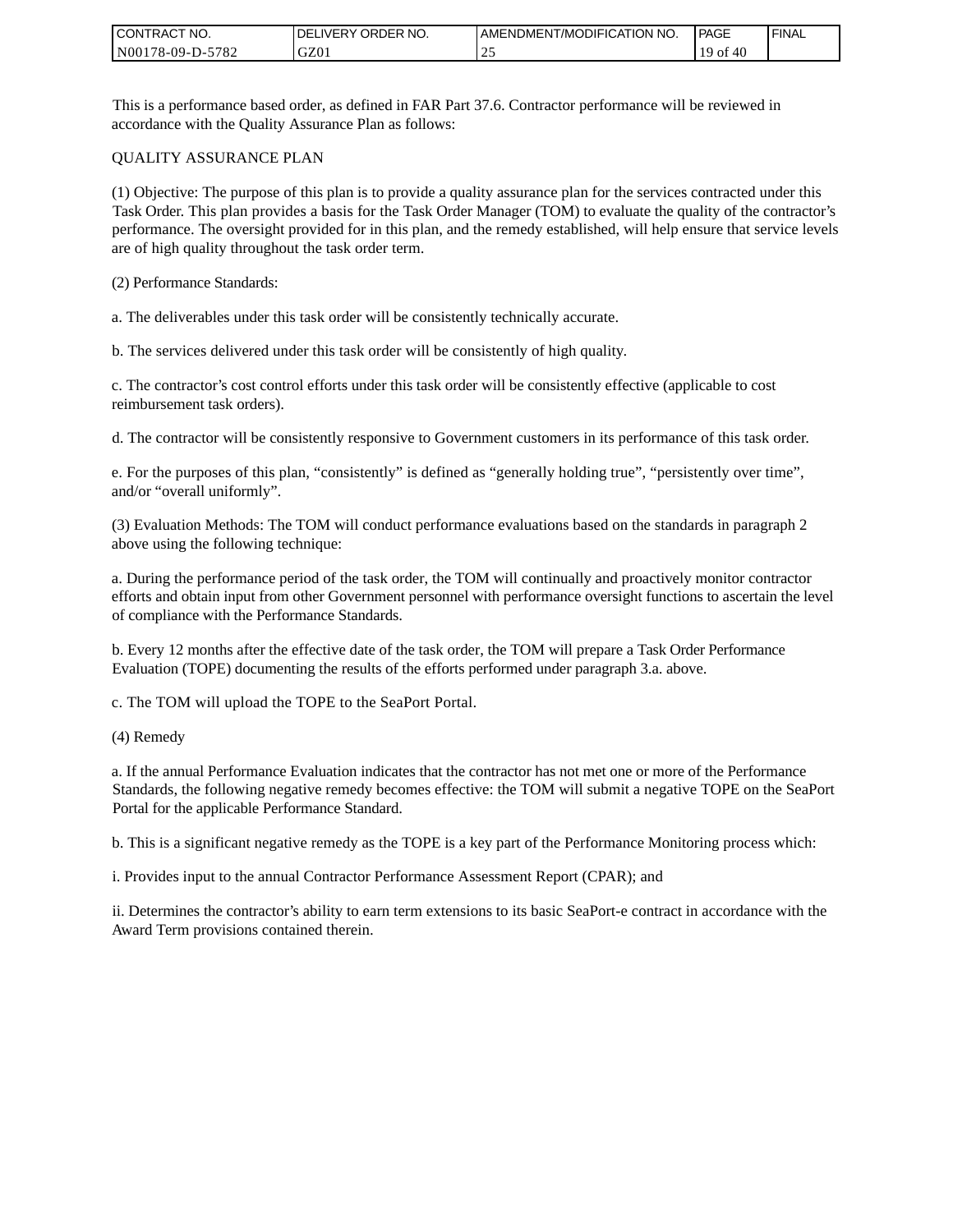This is a performance based order, as defined in FAR Part 37.6. Contractor performance will be reviewed in accordance with the Quality Assurance Plan as follows:

QUALITY ASSURANCE PLAN

(1) Objective: The purpose of this plan is to provide a quality assurance plan for the services contracted under this Task Order. This plan provides a basis for the Task Order Manager (TOM) to evaluate the quality of the contractor's performance. The oversight provided for in this plan, and the remedy established, will help ensure that service levels are of high quality throughout the task order term.

(2) Performance Standards:

a. The deliverables under this task order will be consistently technically accurate.

b. The services delivered under this task order will be consistently of high quality.

c. The contractor's cost control efforts under this task order will be consistently effective (applicable to cost reimbursement task orders).

d. The contractor will be consistently responsive to Government customers in its performance of this task order.

e. For the purposes of this plan, "consistently" is defined as "generally holding true", "persistently over time", and/or "overall uniformly".

(3) Evaluation Methods: The TOM will conduct performance evaluations based on the standards in paragraph 2 above using the following technique:

a. During the performance period of the task order, the TOM will continually and proactively monitor contractor efforts and obtain input from other Government personnel with performance oversight functions to ascertain the level of compliance with the Performance Standards.

b. Every 12 months after the effective date of the task order, the TOM will prepare a Task Order Performance Evaluation (TOPE) documenting the results of the efforts performed under paragraph 3.a. above.

c. The TOM will upload the TOPE to the SeaPort Portal.

(4) Remedy

a. If the annual Performance Evaluation indicates that the contractor has not met one or more of the Performance Standards, the following negative remedy becomes effective: the TOM will submit a negative TOPE on the SeaPort Portal for the applicable Performance Standard.

b. This is a significant negative remedy as the TOPE is a key part of the Performance Monitoring process which:

i. Provides input to the annual Contractor Performance Assessment Report (CPAR); and

ii. Determines the contractor's ability to earn term extensions to its basic SeaPort-e contract in accordance with the Award Term provisions contained therein.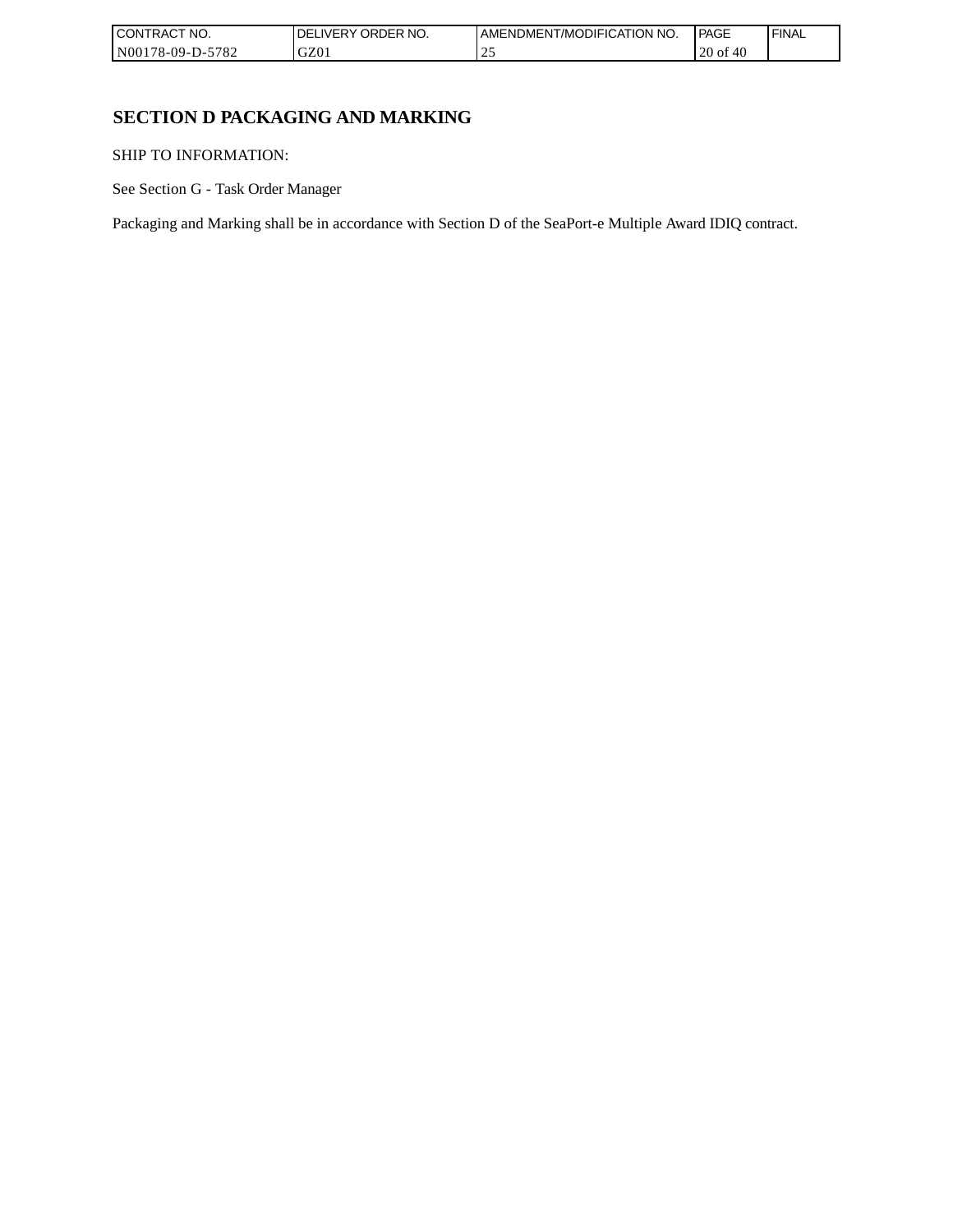# SECTION D PACKAGING AND MARKING

SHIP TO INFORMATION:

See Section G - Task Order Manager

Packaging and Marking shall be in accordance with Section D of the SeaPort-e Multiple Award IDIQ contract.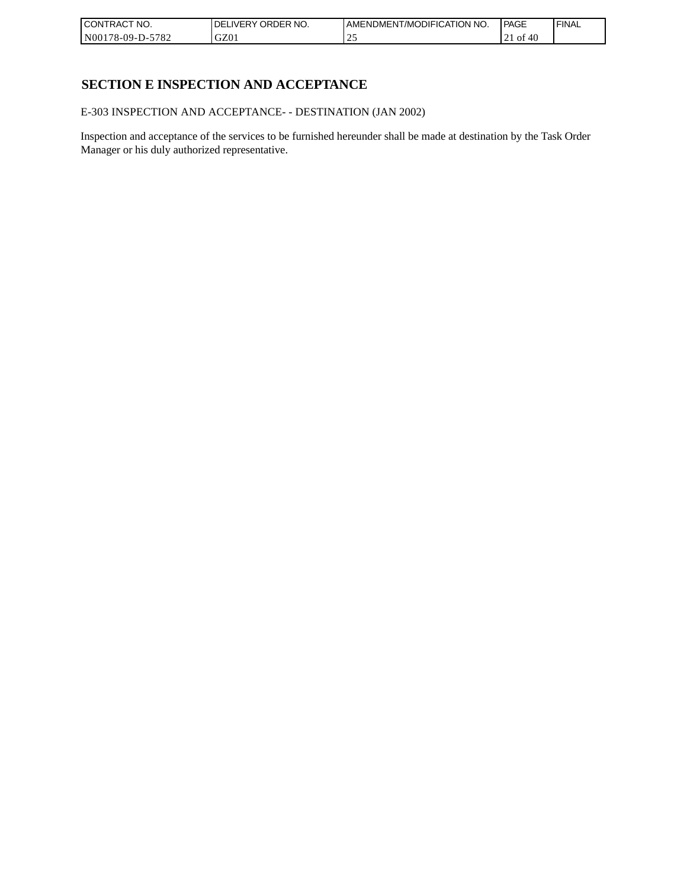## SECTION E INSPECTION AND ACCEPTANCE

E-303 INSPECTION AND ACCEPTANCE- - DESTINATION (JAN 2002)

Inspection and acceptance of the services to be furnished hereunder shall be made at destination by the Task Order Manager or his duly authorized representative.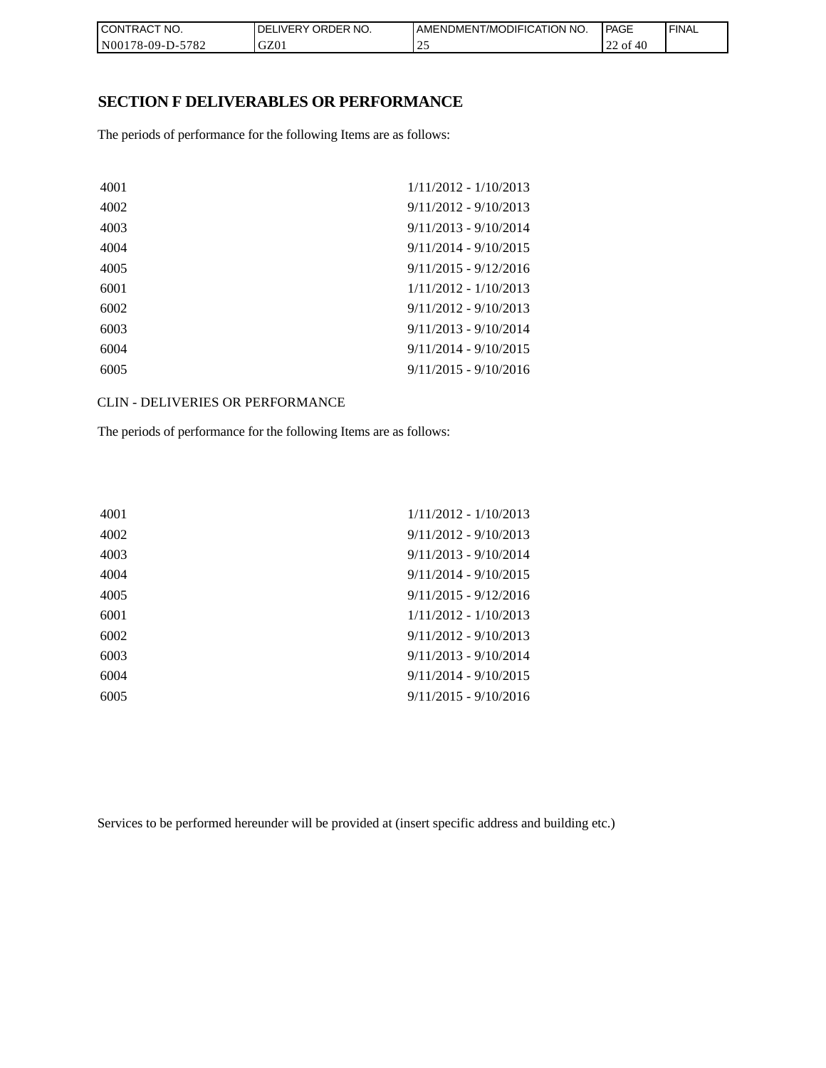## SECTION F DELIVERABLES OR PERFORMANCE

The periods of performance for the following Items are as follows:

| | |
|---|---|
| 4001 | 1/11/2012 - 1/10/2013 |
| 4002 | 9/11/2012 - 9/10/2013 |
| 4003 | 9/11/2013 - 9/10/2014 |
| 4004 | 9/11/2014 - 9/10/2015 |
| 4005 | 9/11/2015 - 9/12/2016 |
| 6001 | 1/11/2012 - 1/10/2013 |
| 6002 | 9/11/2012 - 9/10/2013 |
| 6003 | 9/11/2013 - 9/10/2014 |
| 6004 | 9/11/2014 - 9/10/2015 |
| 6005 | 9/11/2015 - 9/10/2016 |

CLIN - DELIVERIES OR PERFORMANCE

The periods of performance for the following Items are as follows:

| | |
|---|---|
| 4001 | 1/11/2012 - 1/10/2013 |
| 4002 | 9/11/2012 - 9/10/2013 |
| 4003 | 9/11/2013 - 9/10/2014 |
| 4004 | 9/11/2014 - 9/10/2015 |
| 4005 | 9/11/2015 - 9/12/2016 |
| 6001 | 1/11/2012 - 1/10/2013 |
| 6002 | 9/11/2012 - 9/10/2013 |
| 6003 | 9/11/2013 - 9/10/2014 |
| 6004 | 9/11/2014 - 9/10/2015 |
| 6005 | 9/11/2015 - 9/10/2016 |

Services to be performed hereunder will be provided at (insert specific address and building etc.)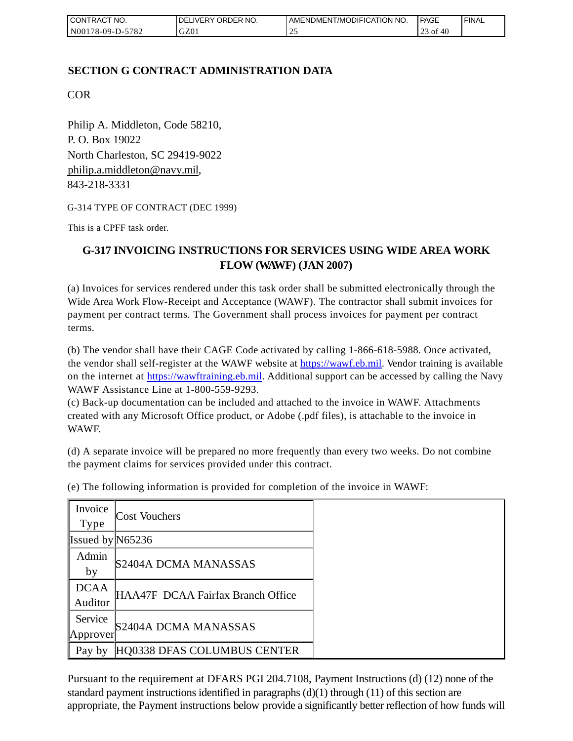## SECTION G CONTRACT ADMINISTRATION DATA

COR

Philip A. Middleton, Code 58210,
P. O. Box 19022
North Charleston, SC 29419-9022
philip.a.middleton@navy.mil,
843-218-3331

G-314 TYPE OF CONTRACT (DEC 1999)

This is a CPFF task order.

### G-317 INVOICING INSTRUCTIONS FOR SERVICES USING WIDE AREA WORK FLOW (WAWF) (JAN 2007)

(a) Invoices for services rendered under this task order shall be submitted electronically through the Wide Area Work Flow-Receipt and Acceptance (WAWF). The contractor shall submit invoices for payment per contract terms. The Government shall process invoices for payment per contract terms.

(b) The vendor shall have their CAGE Code activated by calling 1-866-618-5988. Once activated, the vendor shall self-register at the WAWF website at https://wawf.eb.mil. Vendor training is available on the internet at https://wawftraining.eb.mil. Additional support can be accessed by calling the Navy WAWF Assistance Line at 1-800-559-9293.
(c) Back-up documentation can be included and attached to the invoice in WAWF. Attachments created with any Microsoft Office product, or Adobe (.pdf files), is attachable to the invoice in WAWF.

(d) A separate invoice will be prepared no more frequently than every two weeks. Do not combine the payment claims for services provided under this contract.

(e) The following information is provided for completion of the invoice in WAWF:

| Invoice Type | Cost Vouchers |
|---|---|
| Issued by | N65236 |
| Admin by | S2404A DCMA MANASSAS |
| DCAA Auditor | HAA47F DCAA Fairfax Branch Office |
| Service Approver | S2404A DCMA MANASSAS |
| Pay by | HQ0338 DFAS COLUMBUS CENTER |

Pursuant to the requirement at DFARS PGI 204.7108, Payment Instructions (d) (12) none of the standard payment instructions identified in paragraphs (d)(1) through (11) of this section are appropriate, the Payment instructions below provide a significantly better reflection of how funds will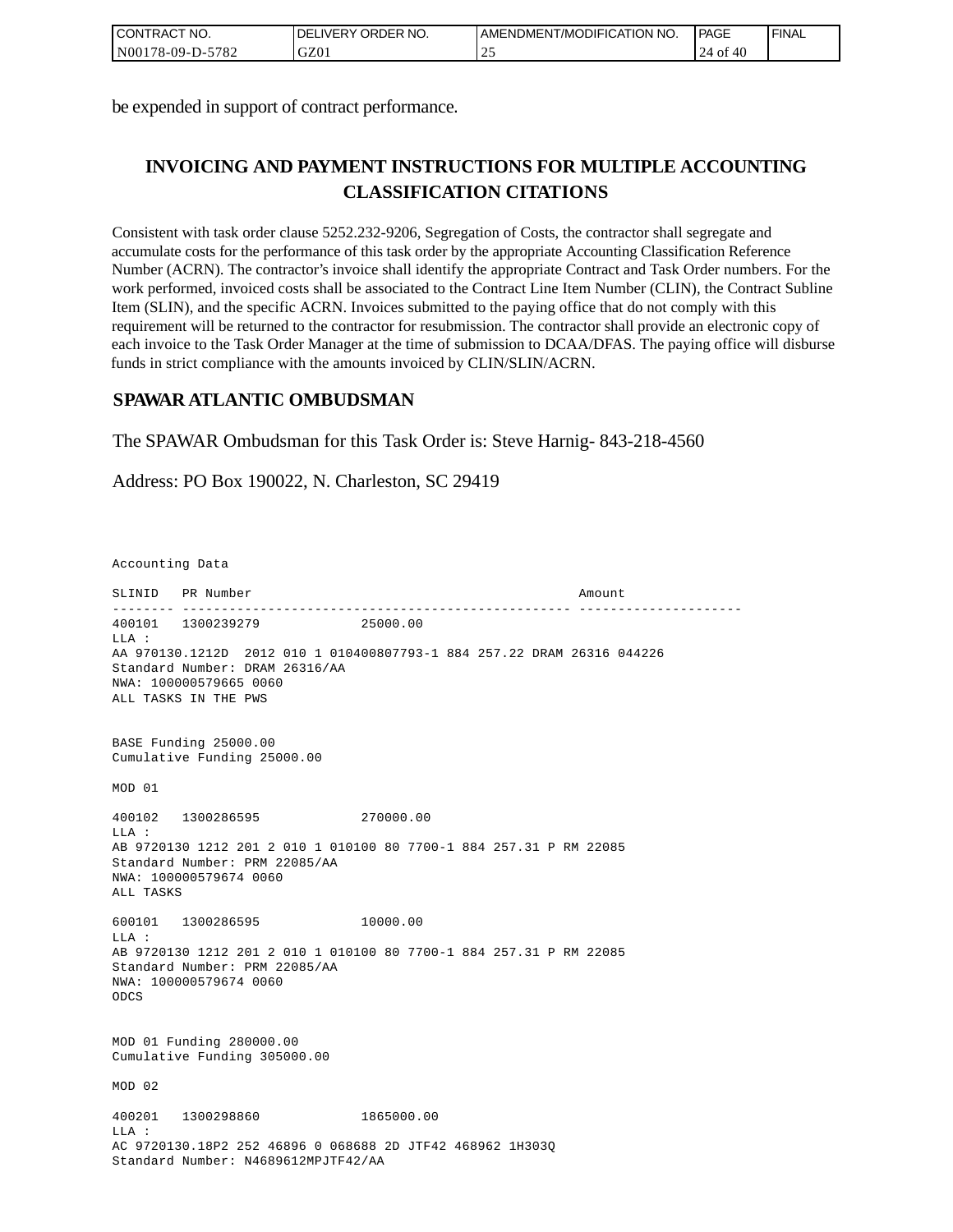be expended in support of contract performance.

## INVOICING AND PAYMENT INSTRUCTIONS FOR MULTIPLE ACCOUNTING CLASSIFICATION CITATIONS

Consistent with task order clause 5252.232-9206, Segregation of Costs, the contractor shall segregate and accumulate costs for the performance of this task order by the appropriate Accounting Classification Reference Number (ACRN). The contractor's invoice shall identify the appropriate Contract and Task Order numbers. For the work performed, invoiced costs shall be associated to the Contract Line Item Number (CLIN), the Contract Subline Item (SLIN), and the specific ACRN. Invoices submitted to the paying office that do not comply with this requirement will be returned to the contractor for resubmission. The contractor shall provide an electronic copy of each invoice to the Task Order Manager at the time of submission to DCAA/DFAS. The paying office will disburse funds in strict compliance with the amounts invoiced by CLIN/SLIN/ACRN.

## SPAWAR ATLANTIC OMBUDSMAN

The SPAWAR Ombudsman for this Task Order is: Steve Harnig- 843-218-4560

Address: PO Box 190022, N. Charleston, SC 29419

```
Accounting Data

SLINID   PR Number                                          Amount
-------- -------------------------------------------------- ---------------------
400101   1300239279              25000.00
LLA :
AA 970130.1212D  2012 010 1 010400807793-1 884 257.22 DRAM 26316 044226
Standard Number: DRAM 26316/AA
NWA: 100000579665 0060
ALL TASKS IN THE PWS


BASE Funding 25000.00
Cumulative Funding 25000.00

MOD 01

400102   1300286595              270000.00
LLA :
AB 9720130 1212 201 2 010 1 010100 80 7700-1 884 257.31 P RM 22085
Standard Number: PRM 22085/AA
NWA: 100000579674 0060
ALL TASKS

600101   1300286595              10000.00
LLA :
AB 9720130 1212 201 2 010 1 010100 80 7700-1 884 257.31 P RM 22085
Standard Number: PRM 22085/AA
NWA: 100000579674 0060
ODCS


MOD 01 Funding 280000.00
Cumulative Funding 305000.00

MOD 02

400201   1300298860              1865000.00
LLA :
AC 9720130.18P2 252 46896 0 068688 2D JTF42 468962 1H303Q
Standard Number: N4689612MPJTF42/AA
```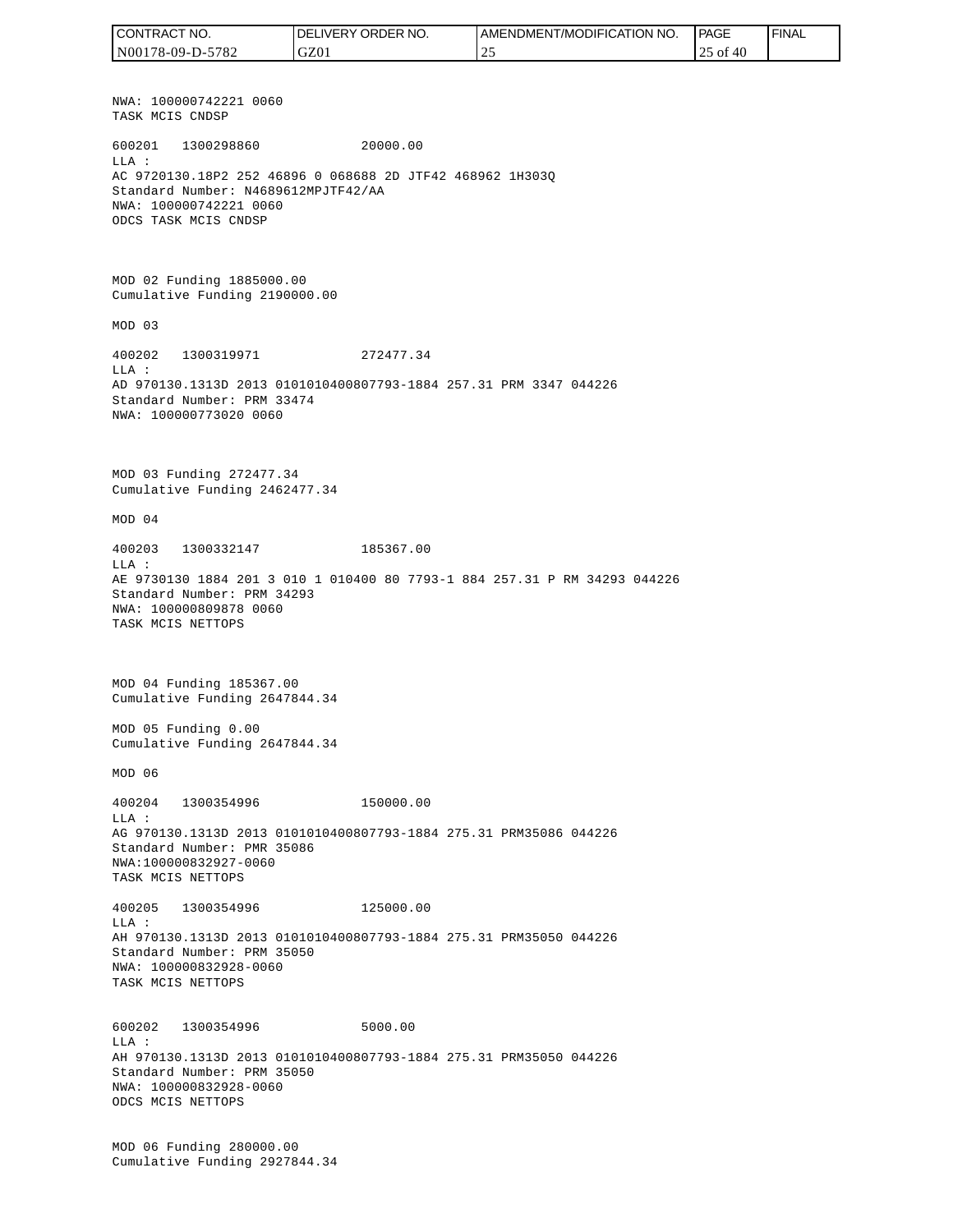NWA: 100000742221 0060
TASK MCIS CNDSP

600201   1300298860              20000.00
LLA :
AC 9720130.18P2 252 46896 0 068688 2D JTF42 468962 1H303Q
Standard Number: N4689612MPJTF42/AA
NWA: 100000742221 0060
ODCS TASK MCIS CNDSP

MOD 02 Funding 1885000.00
Cumulative Funding 2190000.00

MOD 03

400202   1300319971              272477.34
LLA :
AD 970130.1313D 2013 0101010400807793-1884 257.31 PRM 3347 044226
Standard Number: PRM 33474
NWA: 100000773020 0060

MOD 03 Funding 272477.34
Cumulative Funding 2462477.34

MOD 04

400203   1300332147              185367.00
LLA :
AE 9730130 1884 201 3 010 1 010400 80 7793-1 884 257.31 P RM 34293 044226
Standard Number: PRM 34293
NWA: 100000809878 0060
TASK MCIS NETTOPS

MOD 04 Funding 185367.00
Cumulative Funding 2647844.34

MOD 05 Funding 0.00
Cumulative Funding 2647844.34

MOD 06

400204   1300354996              150000.00
LLA :
AG 970130.1313D 2013 0101010400807793-1884 275.31 PRM35086 044226
Standard Number: PMR 35086
NWA:100000832927-0060
TASK MCIS NETTOPS

400205   1300354996              125000.00
LLA :
AH 970130.1313D 2013 0101010400807793-1884 275.31 PRM35050 044226
Standard Number: PRM 35050
NWA: 100000832928-0060
TASK MCIS NETTOPS

600202   1300354996              5000.00
LLA :
AH 970130.1313D 2013 0101010400807793-1884 275.31 PRM35050 044226
Standard Number: PRM 35050
NWA: 100000832928-0060
ODCS MCIS NETTOPS

MOD 06 Funding 280000.00
Cumulative Funding 2927844.34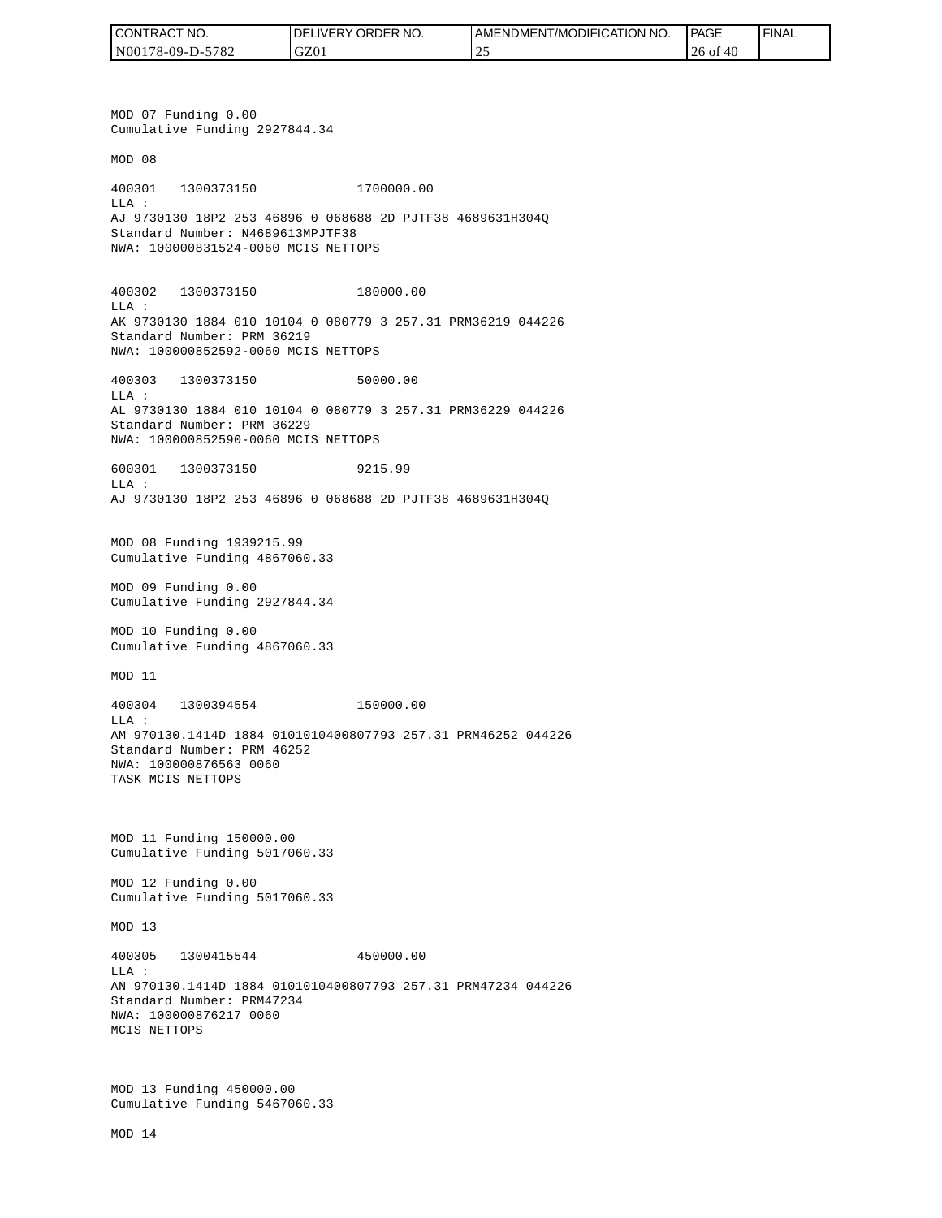MOD 07 Funding 0.00
Cumulative Funding 2927844.34

MOD 08

400301   1300373150              1700000.00
LLA :
AJ 9730130 18P2 253 46896 0 068688 2D PJTF38 4689631H304Q
Standard Number: N4689613MPJTF38
NWA: 100000831524-0060 MCIS NETTOPS

400302   1300373150              180000.00
LLA :
AK 9730130 1884 010 10104 0 080779 3 257.31 PRM36219 044226
Standard Number: PRM 36219
NWA: 100000852592-0060 MCIS NETTOPS

400303   1300373150              50000.00
LLA :
AL 9730130 1884 010 10104 0 080779 3 257.31 PRM36229 044226
Standard Number: PRM 36229
NWA: 100000852590-0060 MCIS NETTOPS

600301   1300373150              9215.99
LLA :
AJ 9730130 18P2 253 46896 0 068688 2D PJTF38 4689631H304Q

MOD 08 Funding 1939215.99
Cumulative Funding 4867060.33

MOD 09 Funding 0.00
Cumulative Funding 2927844.34

MOD 10 Funding 0.00
Cumulative Funding 4867060.33

MOD 11

400304   1300394554              150000.00
LLA :
AM 970130.1414D 1884 0101010400807793 257.31 PRM46252 044226
Standard Number: PRM 46252
NWA: 100000876563 0060
TASK MCIS NETTOPS

MOD 11 Funding 150000.00
Cumulative Funding 5017060.33

MOD 12 Funding 0.00
Cumulative Funding 5017060.33

MOD 13

400305   1300415544              450000.00
LLA :
AN 970130.1414D 1884 0101010400807793 257.31 PRM47234 044226
Standard Number: PRM47234
NWA: 100000876217 0060
MCIS NETTOPS

MOD 13 Funding 450000.00
Cumulative Funding 5467060.33

MOD 14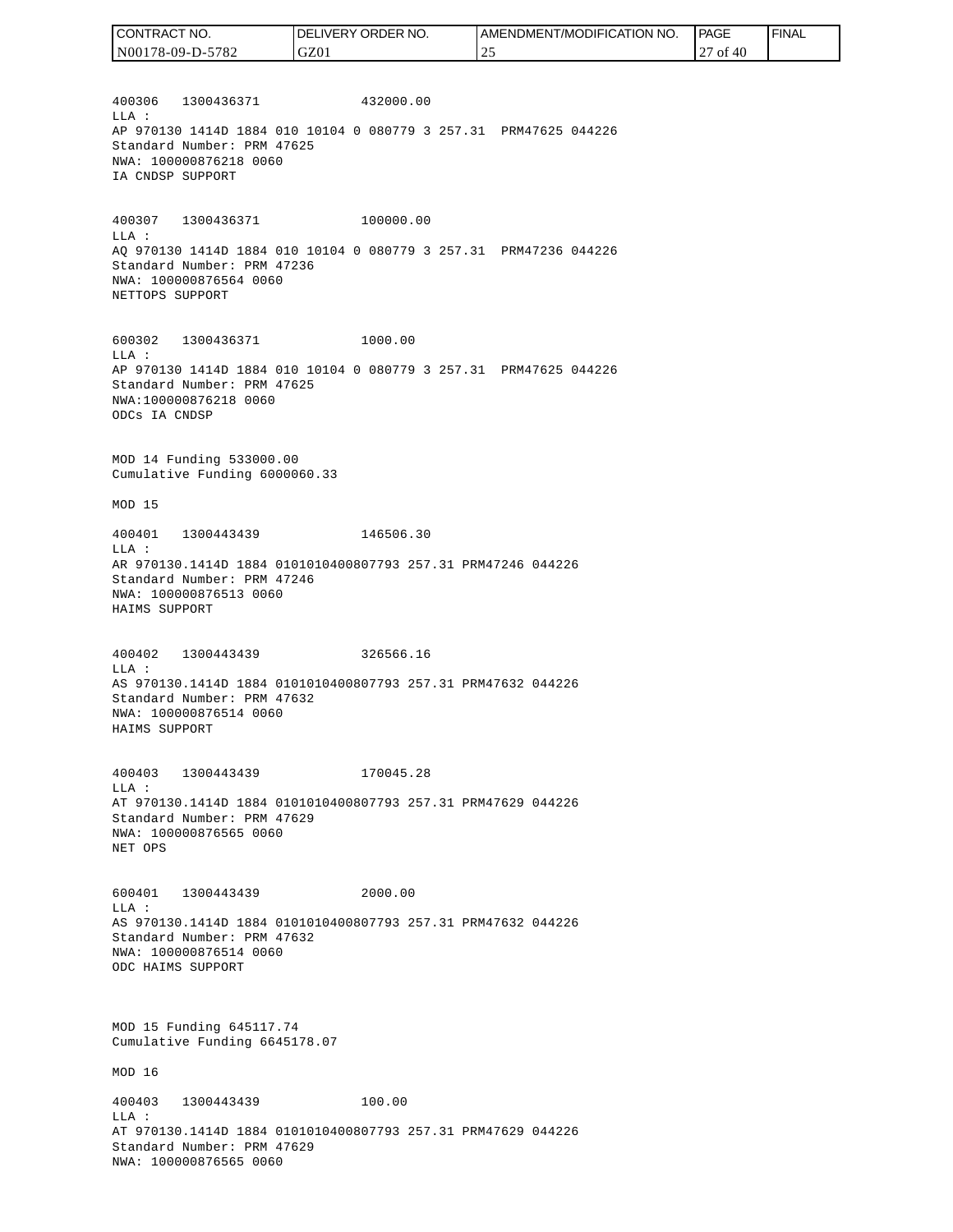400306   1300436371             432000.00
LLA :
AP 970130 1414D 1884 010 10104 0 080779 3 257.31  PRM47625 044226
Standard Number: PRM 47625
NWA: 100000876218 0060
IA CNDSP SUPPORT

400307   1300436371             100000.00
LLA :
AQ 970130 1414D 1884 010 10104 0 080779 3 257.31  PRM47236 044226
Standard Number: PRM 47236
NWA: 100000876564 0060
NETTOPS SUPPORT

600302   1300436371             1000.00
LLA :
AP 970130 1414D 1884 010 10104 0 080779 3 257.31  PRM47625 044226
Standard Number: PRM 47625
NWA:100000876218 0060
ODCs IA CNDSP

MOD 14 Funding 533000.00
Cumulative Funding 6000060.33

MOD 15

400401   1300443439             146506.30
LLA :
AR 970130.1414D 1884 0101010400807793 257.31 PRM47246 044226
Standard Number: PRM 47246
NWA: 100000876513 0060
HAIMS SUPPORT

400402   1300443439             326566.16
LLA :
AS 970130.1414D 1884 0101010400807793 257.31 PRM47632 044226
Standard Number: PRM 47632
NWA: 100000876514 0060
HAIMS SUPPORT

400403   1300443439             170045.28
LLA :
AT 970130.1414D 1884 0101010400807793 257.31 PRM47629 044226
Standard Number: PRM 47629
NWA: 100000876565 0060
NET OPS

600401   1300443439             2000.00
LLA :
AS 970130.1414D 1884 0101010400807793 257.31 PRM47632 044226
Standard Number: PRM 47632
NWA: 100000876514 0060
ODC HAIMS SUPPORT

MOD 15 Funding 645117.74
Cumulative Funding 6645178.07

MOD 16

400403   1300443439             100.00
LLA :
AT 970130.1414D 1884 0101010400807793 257.31 PRM47629 044226
Standard Number: PRM 47629
NWA: 100000876565 0060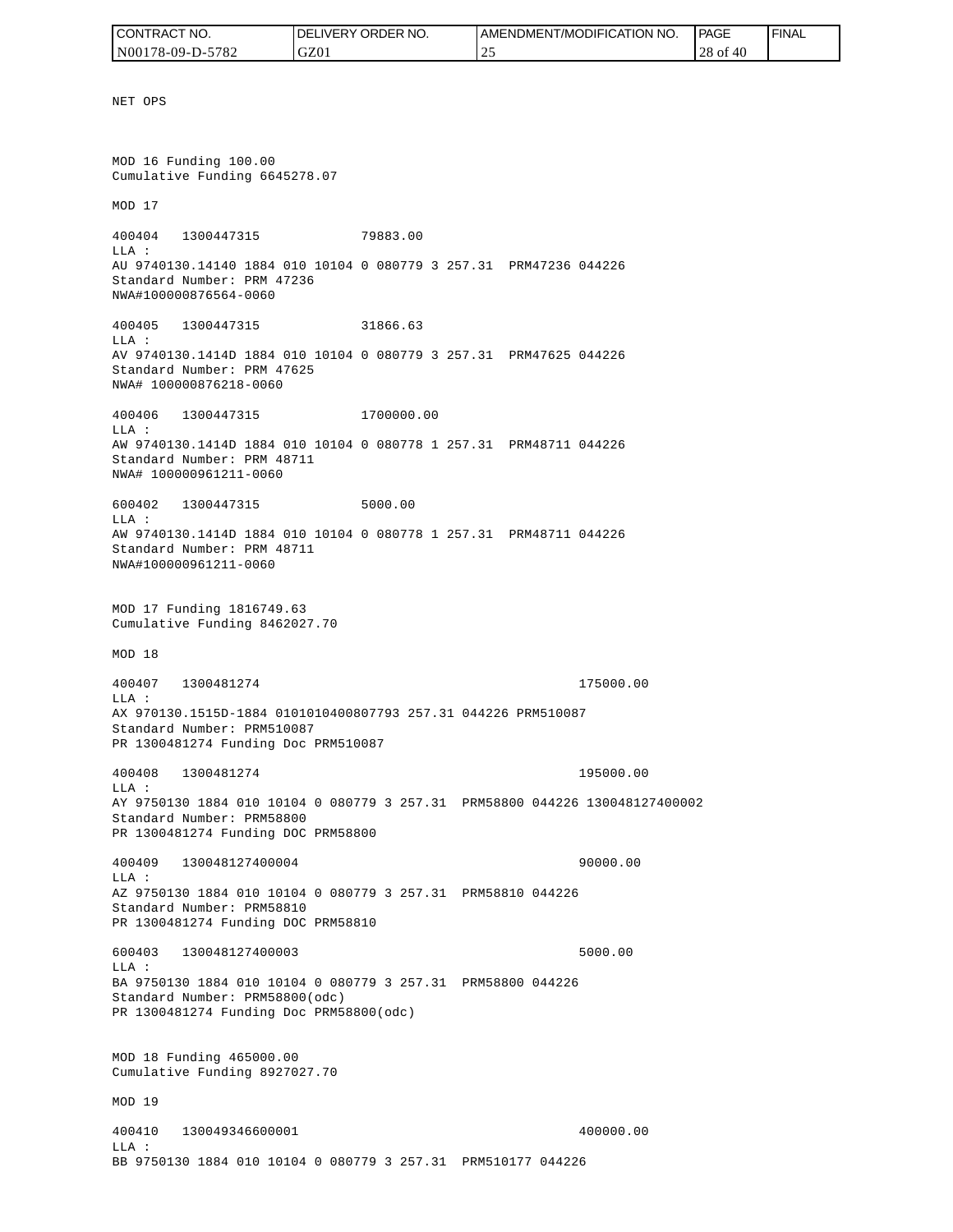NET OPS

MOD 16 Funding 100.00
Cumulative Funding 6645278.07

MOD 17

400404 1300447315 79883.00
LLA :
AU 9740130.14140 1884 010 10104 0 080779 3 257.31 PRM47236 044226
Standard Number: PRM 47236
NWA#100000876564-0060

400405 1300447315 31866.63
LLA :
AV 9740130.1414D 1884 010 10104 0 080779 3 257.31 PRM47625 044226
Standard Number: PRM 47625
NWA# 100000876218-0060

400406 1300447315 1700000.00
LLA :
AW 9740130.1414D 1884 010 10104 0 080778 1 257.31 PRM48711 044226
Standard Number: PRM 48711
NWA# 100000961211-0060

600402 1300447315 5000.00
LLA :
AW 9740130.1414D 1884 010 10104 0 080778 1 257.31 PRM48711 044226
Standard Number: PRM 48711
NWA#100000961211-0060

MOD 17 Funding 1816749.63
Cumulative Funding 8462027.70

MOD 18

400407 1300481274 175000.00
LLA :
AX 970130.1515D-1884 0101010400807793 257.31 044226 PRM510087
Standard Number: PRM510087
PR 1300481274 Funding Doc PRM510087

400408 1300481274 195000.00
LLA :
AY 9750130 1884 010 10104 0 080779 3 257.31 PRM58800 044226 130048127400002
Standard Number: PRM58800
PR 1300481274 Funding DOC PRM58800

400409 130048127400004 90000.00
LLA :
AZ 9750130 1884 010 10104 0 080779 3 257.31 PRM58810 044226
Standard Number: PRM58810
PR 1300481274 Funding DOC PRM58810

600403 130048127400003 5000.00
LLA :
BA 9750130 1884 010 10104 0 080779 3 257.31 PRM58800 044226
Standard Number: PRM58800(odc)
PR 1300481274 Funding Doc PRM58800(odc)

MOD 18 Funding 465000.00
Cumulative Funding 8927027.70

MOD 19

400410 130049346600001 400000.00
LLA :
BB 9750130 1884 010 10104 0 080779 3 257.31 PRM510177 044226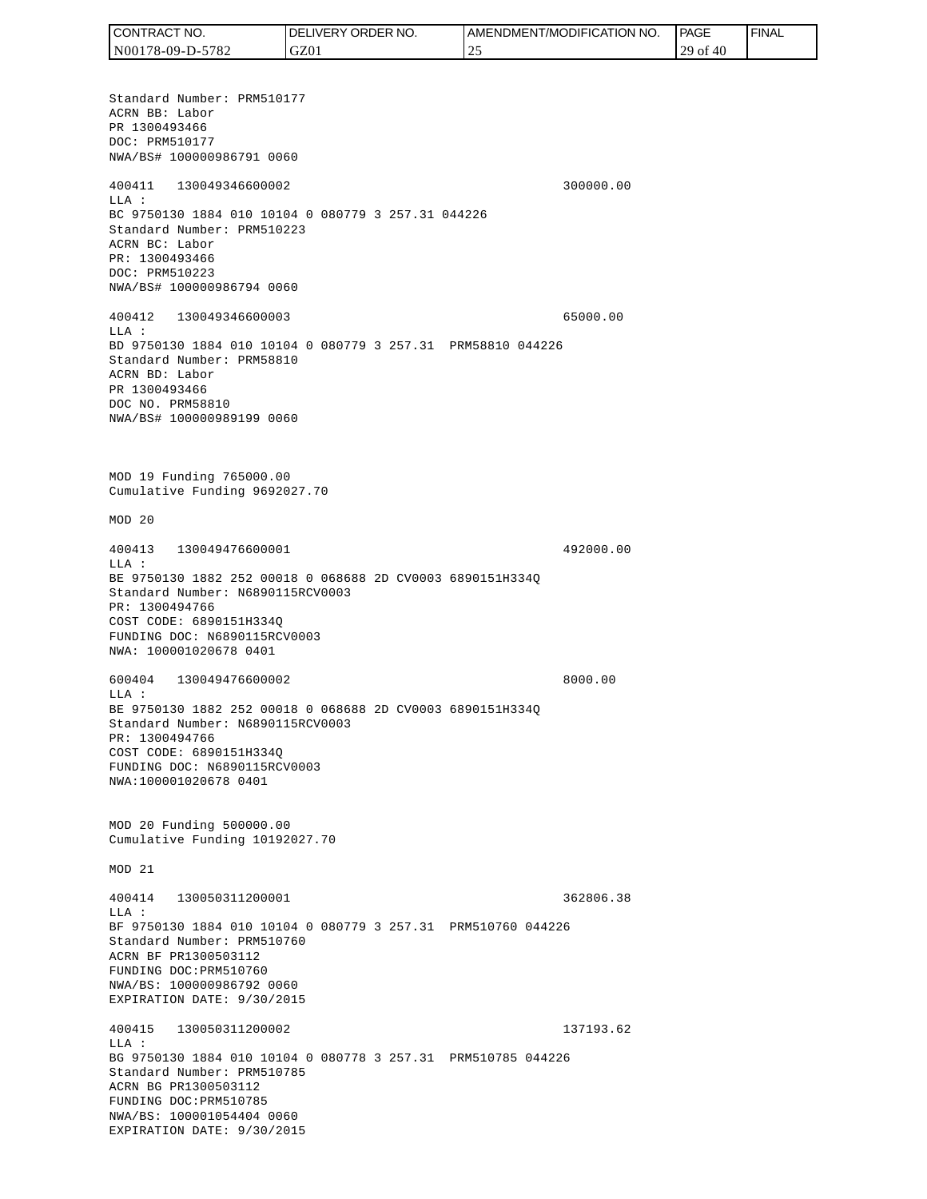Standard Number: PRM510177
ACRN BB: Labor
PR 1300493466
DOC: PRM510177
NWA/BS# 100000986791 0060

400411 130049346600002 300000.00
LLA :
BC 9750130 1884 010 10104 0 080779 3 257.31 044226
Standard Number: PRM510223
ACRN BC: Labor
PR: 1300493466
DOC: PRM510223
NWA/BS# 100000986794 0060

400412 130049346600003 65000.00
LLA :
BD 9750130 1884 010 10104 0 080779 3 257.31 PRM58810 044226
Standard Number: PRM58810
ACRN BD: Labor
PR 1300493466
DOC NO. PRM58810
NWA/BS# 100000989199 0060

MOD 19 Funding 765000.00
Cumulative Funding 9692027.70

MOD 20

400413 130049476600001 492000.00
LLA :
BE 9750130 1882 252 00018 0 068688 2D CV0003 6890151H334Q
Standard Number: N6890115RCV0003
PR: 1300494766
COST CODE: 6890151H334Q
FUNDING DOC: N6890115RCV0003
NWA: 100001020678 0401

600404 130049476600002 8000.00
LLA :
BE 9750130 1882 252 00018 0 068688 2D CV0003 6890151H334Q
Standard Number: N6890115RCV0003
PR: 1300494766
COST CODE: 6890151H334Q
FUNDING DOC: N6890115RCV0003
NWA:100001020678 0401

MOD 20 Funding 500000.00
Cumulative Funding 10192027.70

MOD 21

400414 130050311200001 362806.38
LLA :
BF 9750130 1884 010 10104 0 080779 3 257.31 PRM510760 044226
Standard Number: PRM510760
ACRN BF PR1300503112
FUNDING DOC:PRM510760
NWA/BS: 100000986792 0060
EXPIRATION DATE: 9/30/2015

400415 130050311200002 137193.62
LLA :
BG 9750130 1884 010 10104 0 080778 3 257.31 PRM510785 044226
Standard Number: PRM510785
ACRN BG PR1300503112
FUNDING DOC:PRM510785
NWA/BS: 100001054404 0060
EXPIRATION DATE: 9/30/2015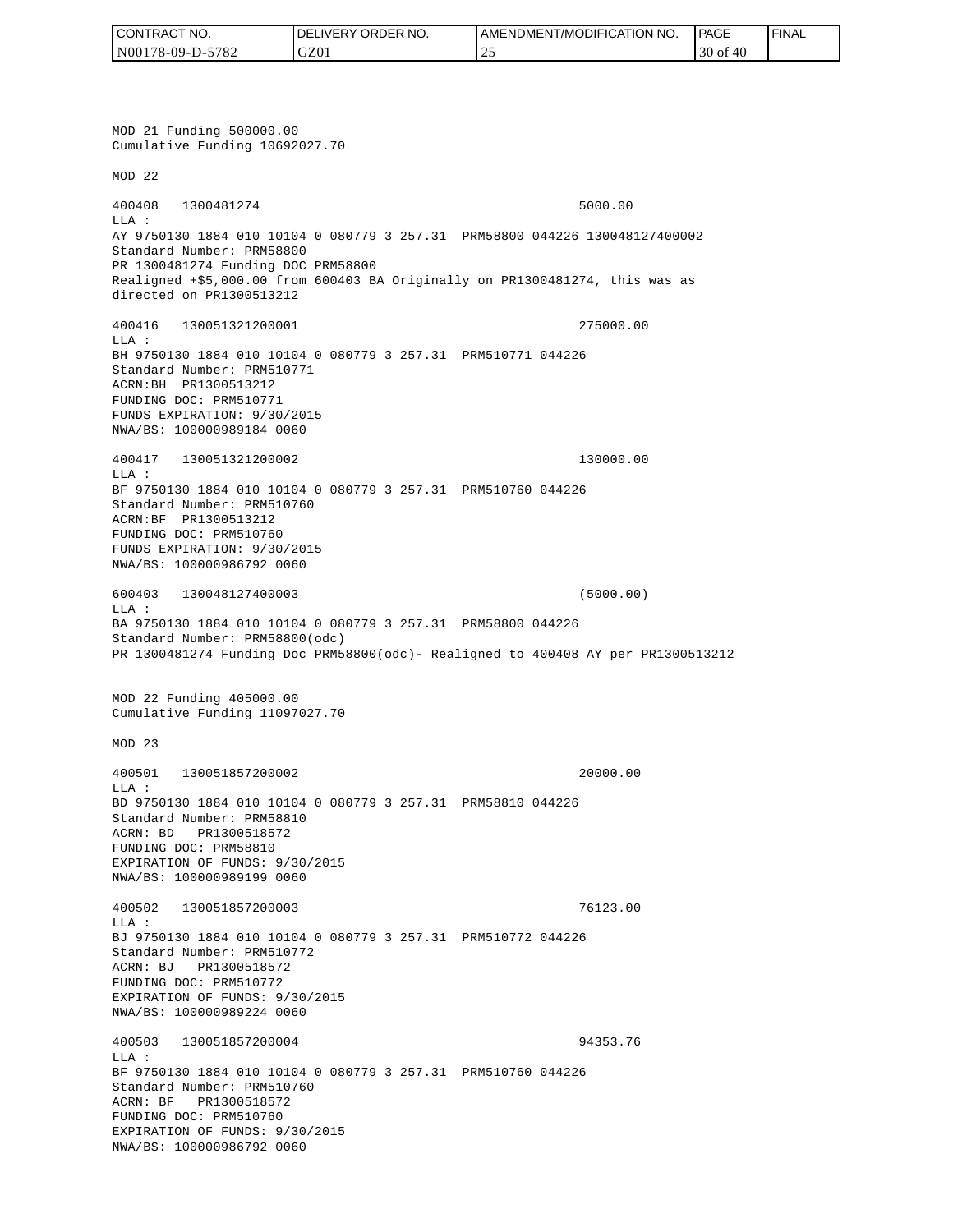MOD 21 Funding 500000.00
Cumulative Funding 10692027.70

MOD 22

400408 1300481274 5000.00
LLA :
AY 9750130 1884 010 10104 0 080779 3 257.31 PRM58800 044226 130048127400002
Standard Number: PRM58800
PR 1300481274 Funding DOC PRM58800
Realigned +$5,000.00 from 600403 BA Originally on PR1300481274, this was as directed on PR1300513212

400416 130051321200001 275000.00
LLA :
BH 9750130 1884 010 10104 0 080779 3 257.31 PRM510771 044226
Standard Number: PRM510771
ACRN:BH PR1300513212
FUNDING DOC: PRM510771
FUNDS EXPIRATION: 9/30/2015
NWA/BS: 100000989184 0060

400417 130051321200002 130000.00
LLA :
BF 9750130 1884 010 10104 0 080779 3 257.31 PRM510760 044226
Standard Number: PRM510760
ACRN:BF PR1300513212
FUNDING DOC: PRM510760
FUNDS EXPIRATION: 9/30/2015
NWA/BS: 100000986792 0060

600403 130048127400003 (5000.00)
LLA :
BA 9750130 1884 010 10104 0 080779 3 257.31 PRM58800 044226
Standard Number: PRM58800(odc)
PR 1300481274 Funding Doc PRM58800(odc)- Realigned to 400408 AY per PR1300513212

MOD 22 Funding 405000.00
Cumulative Funding 11097027.70

MOD 23

400501 130051857200002 20000.00
LLA :
BD 9750130 1884 010 10104 0 080779 3 257.31 PRM58810 044226
Standard Number: PRM58810
ACRN: BD PR1300518572
FUNDING DOC: PRM58810
EXPIRATION OF FUNDS: 9/30/2015
NWA/BS: 100000989199 0060

400502 130051857200003 76123.00
LLA :
BJ 9750130 1884 010 10104 0 080779 3 257.31 PRM510772 044226
Standard Number: PRM510772
ACRN: BJ PR1300518572
FUNDING DOC: PRM510772
EXPIRATION OF FUNDS: 9/30/2015
NWA/BS: 100000989224 0060

400503 130051857200004 94353.76
LLA :
BF 9750130 1884 010 10104 0 080779 3 257.31 PRM510760 044226
Standard Number: PRM510760
ACRN: BF PR1300518572
FUNDING DOC: PRM510760
EXPIRATION OF FUNDS: 9/30/2015
NWA/BS: 100000986792 0060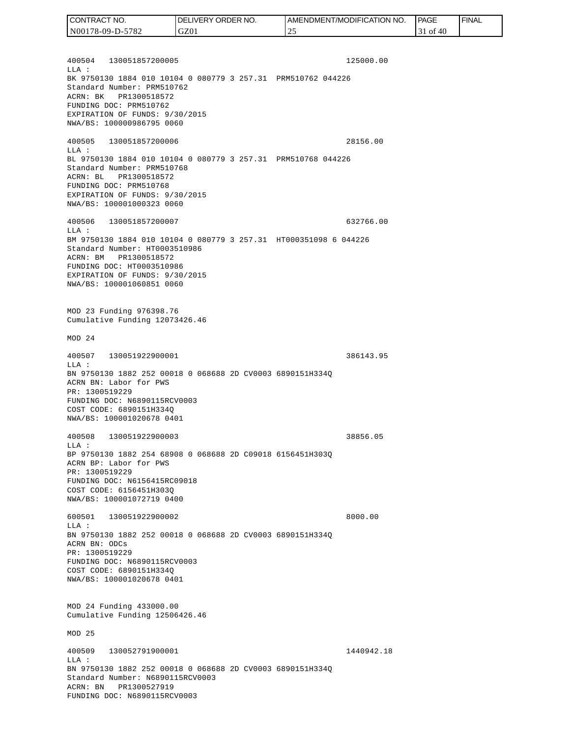400504 130051857200005 125000.00
LLA :
BK 9750130 1884 010 10104 0 080779 3 257.31 PRM510762 044226
Standard Number: PRM510762
ACRN: BK PR1300518572
FUNDING DOC: PRM510762
EXPIRATION OF FUNDS: 9/30/2015
NWA/BS: 100000986795 0060

400505 130051857200006 28156.00
LLA :
BL 9750130 1884 010 10104 0 080779 3 257.31 PRM510768 044226
Standard Number: PRM510768
ACRN: BL PR1300518572
FUNDING DOC: PRM510768
EXPIRATION OF FUNDS: 9/30/2015
NWA/BS: 100001000323 0060

400506 130051857200007 632766.00
LLA :
BM 9750130 1884 010 10104 0 080779 3 257.31 HT000351098 6 044226
Standard Number: HT0003510986
ACRN: BM PR1300518572
FUNDING DOC: HT0003510986
EXPIRATION OF FUNDS: 9/30/2015
NWA/BS: 100001060851 0060

MOD 23 Funding 976398.76
Cumulative Funding 12073426.46

MOD 24

400507 130051922900001 386143.95
LLA :
BN 9750130 1882 252 00018 0 068688 2D CV0003 6890151H334Q
ACRN BN: Labor for PWS
PR: 1300519229
FUNDING DOC: N6890115RCV0003
COST CODE: 6890151H334Q
NWA/BS: 100001020678 0401

400508 130051922900003 38856.05
LLA :
BP 9750130 1882 254 68908 0 068688 2D C09018 6156451H303Q
ACRN BP: Labor for PWS
PR: 1300519229
FUNDING DOC: N6156415RC09018
COST CODE: 6156451H303Q
NWA/BS: 100001072719 0400

600501 130051922900002 8000.00
LLA :
BN 9750130 1882 252 00018 0 068688 2D CV0003 6890151H334Q
ACRN BN: ODCs
PR: 1300519229
FUNDING DOC: N6890115RCV0003
COST CODE: 6890151H334Q
NWA/BS: 100001020678 0401

MOD 24 Funding 433000.00
Cumulative Funding 12506426.46

MOD 25

400509 130052791900001 1440942.18
LLA :
BN 9750130 1882 252 00018 0 068688 2D CV0003 6890151H334Q
Standard Number: N6890115RCV0003
ACRN: BN PR1300527919
FUNDING DOC: N6890115RCV0003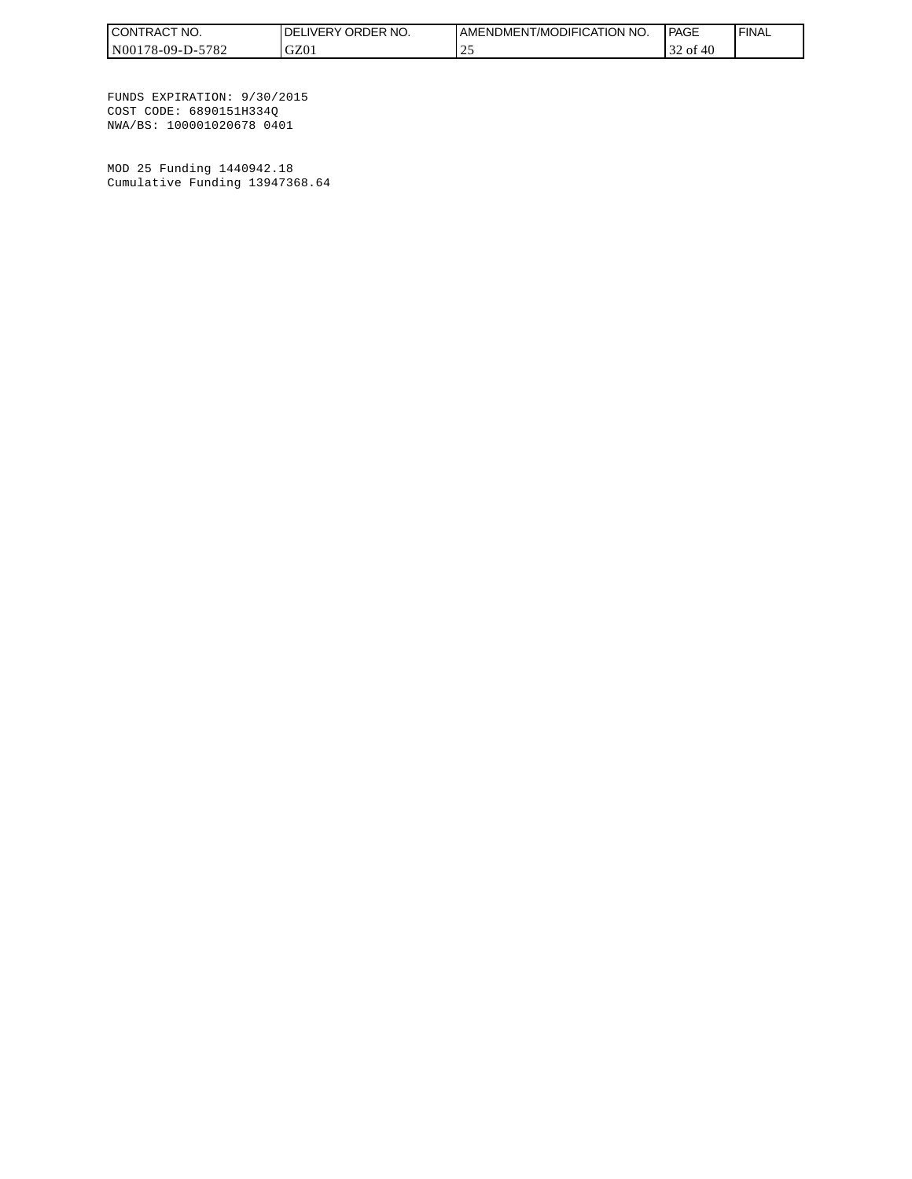FUNDS EXPIRATION: 9/30/2015
COST CODE: 6890151H334Q
NWA/BS: 100001020678 0401

MOD 25 Funding 1440942.18
Cumulative Funding 13947368.64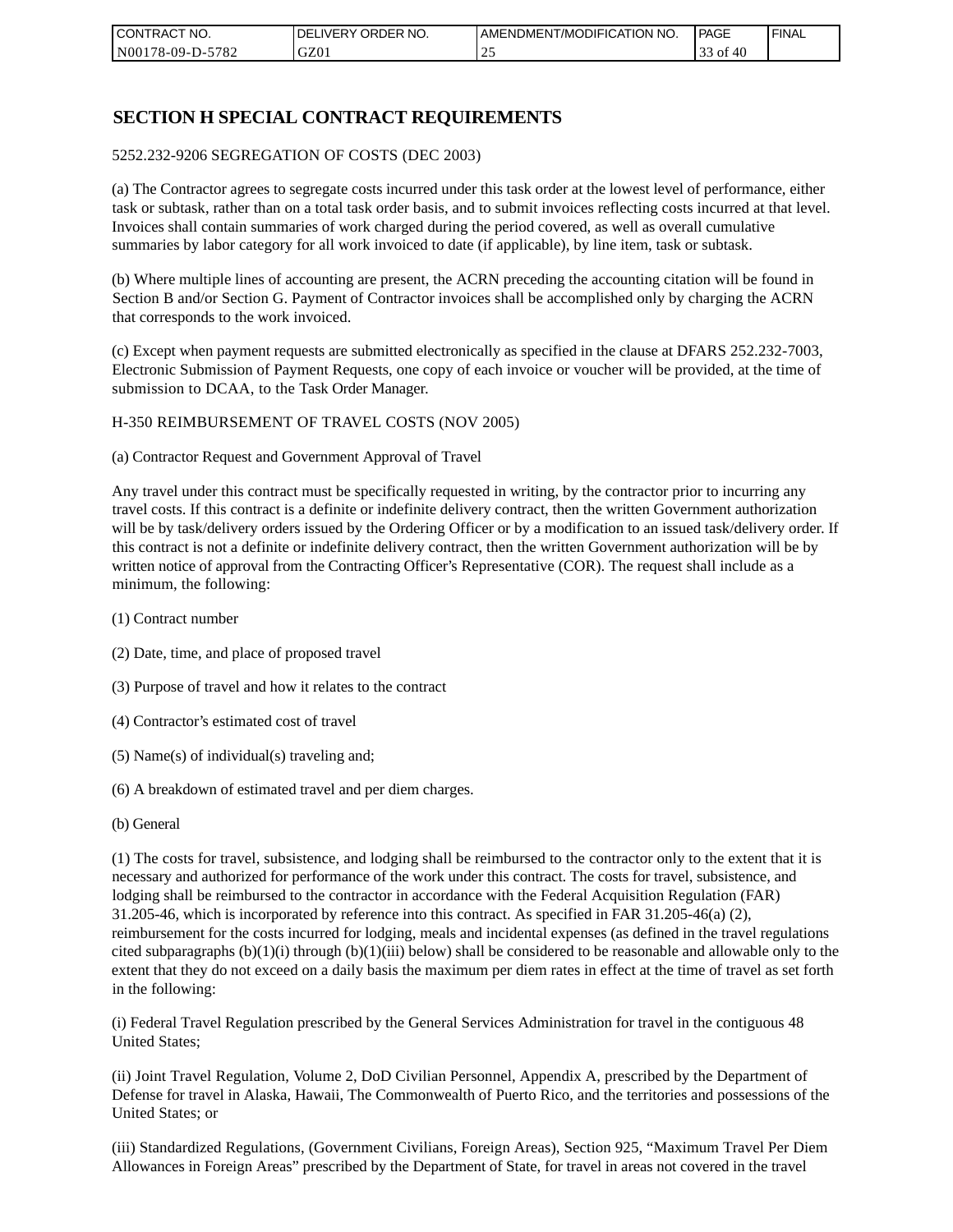# SECTION H SPECIAL CONTRACT REQUIREMENTS

5252.232-9206 SEGREGATION OF COSTS (DEC 2003)

(a) The Contractor agrees to segregate costs incurred under this task order at the lowest level of performance, either task or subtask, rather than on a total task order basis, and to submit invoices reflecting costs incurred at that level. Invoices shall contain summaries of work charged during the period covered, as well as overall cumulative summaries by labor category for all work invoiced to date (if applicable), by line item, task or subtask.

(b) Where multiple lines of accounting are present, the ACRN preceding the accounting citation will be found in Section B and/or Section G. Payment of Contractor invoices shall be accomplished only by charging the ACRN that corresponds to the work invoiced.

(c) Except when payment requests are submitted electronically as specified in the clause at DFARS 252.232-7003, Electronic Submission of Payment Requests, one copy of each invoice or voucher will be provided, at the time of submission to DCAA, to the Task Order Manager.

H-350 REIMBURSEMENT OF TRAVEL COSTS (NOV 2005)

(a) Contractor Request and Government Approval of Travel

Any travel under this contract must be specifically requested in writing, by the contractor prior to incurring any travel costs. If this contract is a definite or indefinite delivery contract, then the written Government authorization will be by task/delivery orders issued by the Ordering Officer or by a modification to an issued task/delivery order. If this contract is not a definite or indefinite delivery contract, then the written Government authorization will be by written notice of approval from the Contracting Officer's Representative (COR). The request shall include as a minimum, the following:

(1) Contract number

(2) Date, time, and place of proposed travel

(3) Purpose of travel and how it relates to the contract

(4) Contractor's estimated cost of travel

(5) Name(s) of individual(s) traveling and;

(6) A breakdown of estimated travel and per diem charges.

(b) General

(1) The costs for travel, subsistence, and lodging shall be reimbursed to the contractor only to the extent that it is necessary and authorized for performance of the work under this contract. The costs for travel, subsistence, and lodging shall be reimbursed to the contractor in accordance with the Federal Acquisition Regulation (FAR) 31.205-46, which is incorporated by reference into this contract. As specified in FAR 31.205-46(a) (2), reimbursement for the costs incurred for lodging, meals and incidental expenses (as defined in the travel regulations cited subparagraphs (b)(1)(i) through (b)(1)(iii) below) shall be considered to be reasonable and allowable only to the extent that they do not exceed on a daily basis the maximum per diem rates in effect at the time of travel as set forth in the following:

(i) Federal Travel Regulation prescribed by the General Services Administration for travel in the contiguous 48 United States;

(ii) Joint Travel Regulation, Volume 2, DoD Civilian Personnel, Appendix A, prescribed by the Department of Defense for travel in Alaska, Hawaii, The Commonwealth of Puerto Rico, and the territories and possessions of the United States; or

(iii) Standardized Regulations, (Government Civilians, Foreign Areas), Section 925, "Maximum Travel Per Diem Allowances in Foreign Areas" prescribed by the Department of State, for travel in areas not covered in the travel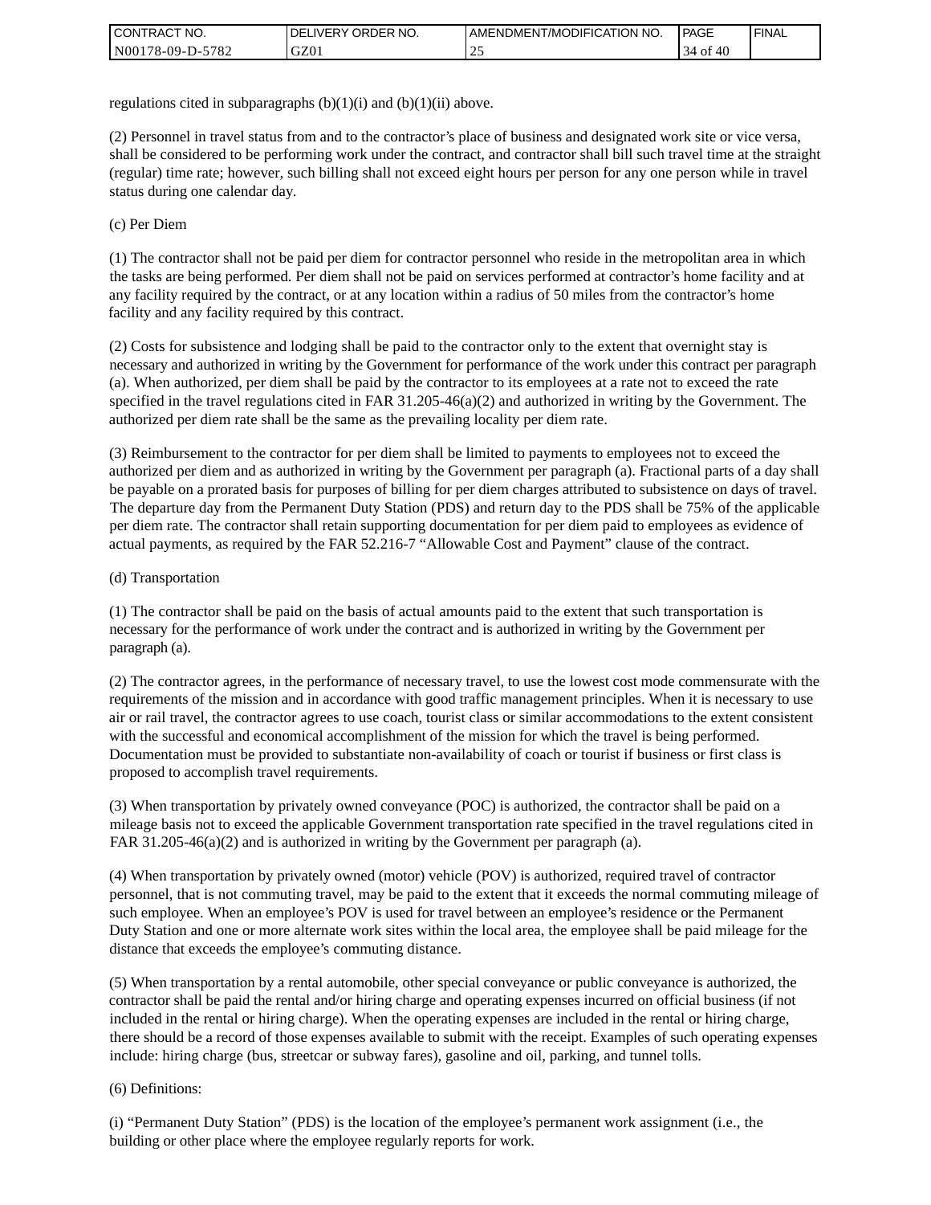regulations cited in subparagraphs (b)(1)(i) and (b)(1)(ii) above.

(2) Personnel in travel status from and to the contractor's place of business and designated work site or vice versa, shall be considered to be performing work under the contract, and contractor shall bill such travel time at the straight (regular) time rate; however, such billing shall not exceed eight hours per person for any one person while in travel status during one calendar day.

(c) Per Diem

(1) The contractor shall not be paid per diem for contractor personnel who reside in the metropolitan area in which the tasks are being performed. Per diem shall not be paid on services performed at contractor's home facility and at any facility required by the contract, or at any location within a radius of 50 miles from the contractor's home facility and any facility required by this contract.

(2) Costs for subsistence and lodging shall be paid to the contractor only to the extent that overnight stay is necessary and authorized in writing by the Government for performance of the work under this contract per paragraph (a). When authorized, per diem shall be paid by the contractor to its employees at a rate not to exceed the rate specified in the travel regulations cited in FAR 31.205-46(a)(2) and authorized in writing by the Government. The authorized per diem rate shall be the same as the prevailing locality per diem rate.

(3) Reimbursement to the contractor for per diem shall be limited to payments to employees not to exceed the authorized per diem and as authorized in writing by the Government per paragraph (a). Fractional parts of a day shall be payable on a prorated basis for purposes of billing for per diem charges attributed to subsistence on days of travel. The departure day from the Permanent Duty Station (PDS) and return day to the PDS shall be 75% of the applicable per diem rate. The contractor shall retain supporting documentation for per diem paid to employees as evidence of actual payments, as required by the FAR 52.216-7 "Allowable Cost and Payment" clause of the contract.

(d) Transportation

(1) The contractor shall be paid on the basis of actual amounts paid to the extent that such transportation is necessary for the performance of work under the contract and is authorized in writing by the Government per paragraph (a).

(2) The contractor agrees, in the performance of necessary travel, to use the lowest cost mode commensurate with the requirements of the mission and in accordance with good traffic management principles. When it is necessary to use air or rail travel, the contractor agrees to use coach, tourist class or similar accommodations to the extent consistent with the successful and economical accomplishment of the mission for which the travel is being performed. Documentation must be provided to substantiate non-availability of coach or tourist if business or first class is proposed to accomplish travel requirements.

(3) When transportation by privately owned conveyance (POC) is authorized, the contractor shall be paid on a mileage basis not to exceed the applicable Government transportation rate specified in the travel regulations cited in FAR 31.205-46(a)(2) and is authorized in writing by the Government per paragraph (a).

(4) When transportation by privately owned (motor) vehicle (POV) is authorized, required travel of contractor personnel, that is not commuting travel, may be paid to the extent that it exceeds the normal commuting mileage of such employee. When an employee's POV is used for travel between an employee's residence or the Permanent Duty Station and one or more alternate work sites within the local area, the employee shall be paid mileage for the distance that exceeds the employee's commuting distance.

(5) When transportation by a rental automobile, other special conveyance or public conveyance is authorized, the contractor shall be paid the rental and/or hiring charge and operating expenses incurred on official business (if not included in the rental or hiring charge). When the operating expenses are included in the rental or hiring charge, there should be a record of those expenses available to submit with the receipt. Examples of such operating expenses include: hiring charge (bus, streetcar or subway fares), gasoline and oil, parking, and tunnel tolls.

(6) Definitions:

(i) "Permanent Duty Station" (PDS) is the location of the employee's permanent work assignment (i.e., the building or other place where the employee regularly reports for work.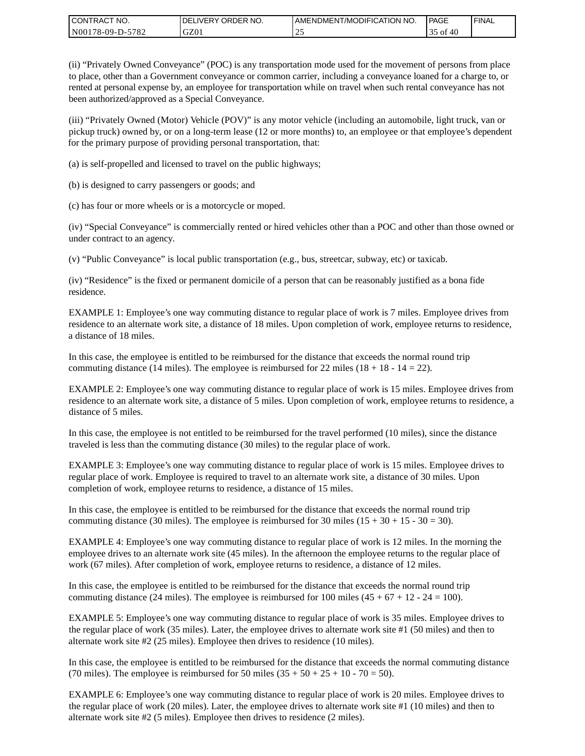(ii) “Privately Owned Conveyance” (POC) is any transportation mode used for the movement of persons from place to place, other than a Government conveyance or common carrier, including a conveyance loaned for a charge to, or rented at personal expense by, an employee for transportation while on travel when such rental conveyance has not been authorized/approved as a Special Conveyance.

(iii) “Privately Owned (Motor) Vehicle (POV)” is any motor vehicle (including an automobile, light truck, van or pickup truck) owned by, or on a long-term lease (12 or more months) to, an employee or that employee’s dependent for the primary purpose of providing personal transportation, that:

(a) is self-propelled and licensed to travel on the public highways;

(b) is designed to carry passengers or goods; and

(c) has four or more wheels or is a motorcycle or moped.

(iv) “Special Conveyance” is commercially rented or hired vehicles other than a POC and other than those owned or under contract to an agency.

(v) “Public Conveyance” is local public transportation (e.g., bus, streetcar, subway, etc) or taxicab.

(iv) “Residence” is the fixed or permanent domicile of a person that can be reasonably justified as a bona fide residence.

EXAMPLE 1: Employee’s one way commuting distance to regular place of work is 7 miles. Employee drives from residence to an alternate work site, a distance of 18 miles. Upon completion of work, employee returns to residence, a distance of 18 miles.

In this case, the employee is entitled to be reimbursed for the distance that exceeds the normal round trip commuting distance (14 miles). The employee is reimbursed for 22 miles (18 + 18 - 14 = 22).

EXAMPLE 2: Employee’s one way commuting distance to regular place of work is 15 miles. Employee drives from residence to an alternate work site, a distance of 5 miles. Upon completion of work, employee returns to residence, a distance of 5 miles.

In this case, the employee is not entitled to be reimbursed for the travel performed (10 miles), since the distance traveled is less than the commuting distance (30 miles) to the regular place of work.

EXAMPLE 3: Employee’s one way commuting distance to regular place of work is 15 miles. Employee drives to regular place of work. Employee is required to travel to an alternate work site, a distance of 30 miles. Upon completion of work, employee returns to residence, a distance of 15 miles.

In this case, the employee is entitled to be reimbursed for the distance that exceeds the normal round trip commuting distance (30 miles). The employee is reimbursed for 30 miles (15 + 30 + 15 - 30 = 30).

EXAMPLE 4: Employee’s one way commuting distance to regular place of work is 12 miles. In the morning the employee drives to an alternate work site (45 miles). In the afternoon the employee returns to the regular place of work (67 miles). After completion of work, employee returns to residence, a distance of 12 miles.

In this case, the employee is entitled to be reimbursed for the distance that exceeds the normal round trip commuting distance (24 miles). The employee is reimbursed for 100 miles (45 + 67 + 12 - 24 = 100).

EXAMPLE 5: Employee’s one way commuting distance to regular place of work is 35 miles. Employee drives to the regular place of work (35 miles). Later, the employee drives to alternate work site #1 (50 miles) and then to alternate work site #2 (25 miles). Employee then drives to residence (10 miles).

In this case, the employee is entitled to be reimbursed for the distance that exceeds the normal commuting distance (70 miles). The employee is reimbursed for 50 miles (35 + 50 + 25 + 10 - 70 = 50).

EXAMPLE 6: Employee’s one way commuting distance to regular place of work is 20 miles. Employee drives to the regular place of work (20 miles). Later, the employee drives to alternate work site #1 (10 miles) and then to alternate work site #2 (5 miles). Employee then drives to residence (2 miles).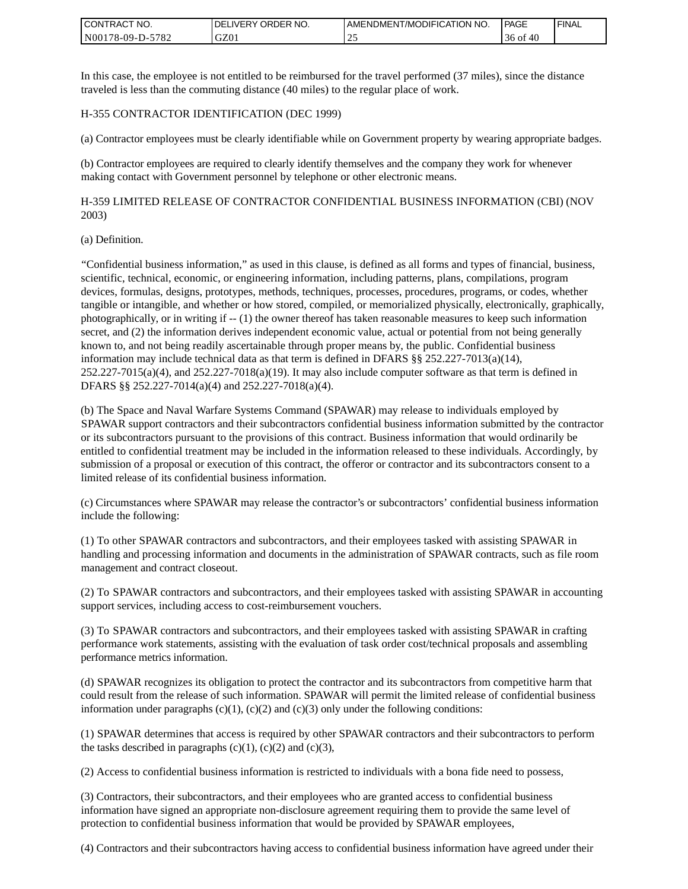In this case, the employee is not entitled to be reimbursed for the travel performed (37 miles), since the distance traveled is less than the commuting distance (40 miles) to the regular place of work.

H-355 CONTRACTOR IDENTIFICATION (DEC 1999)

(a) Contractor employees must be clearly identifiable while on Government property by wearing appropriate badges.

(b) Contractor employees are required to clearly identify themselves and the company they work for whenever making contact with Government personnel by telephone or other electronic means.

H-359 LIMITED RELEASE OF CONTRACTOR CONFIDENTIAL BUSINESS INFORMATION (CBI) (NOV 2003)

(a) Definition.

"Confidential business information," as used in this clause, is defined as all forms and types of financial, business, scientific, technical, economic, or engineering information, including patterns, plans, compilations, program devices, formulas, designs, prototypes, methods, techniques, processes, procedures, programs, or codes, whether tangible or intangible, and whether or how stored, compiled, or memorialized physically, electronically, graphically, photographically, or in writing if -- (1) the owner thereof has taken reasonable measures to keep such information secret, and (2) the information derives independent economic value, actual or potential from not being generally known to, and not being readily ascertainable through proper means by, the public. Confidential business information may include technical data as that term is defined in DFARS §§ 252.227-7013(a)(14), 252.227-7015(a)(4), and 252.227-7018(a)(19). It may also include computer software as that term is defined in DFARS §§ 252.227-7014(a)(4) and 252.227-7018(a)(4).

(b) The Space and Naval Warfare Systems Command (SPAWAR) may release to individuals employed by SPAWAR support contractors and their subcontractors confidential business information submitted by the contractor or its subcontractors pursuant to the provisions of this contract. Business information that would ordinarily be entitled to confidential treatment may be included in the information released to these individuals. Accordingly, by submission of a proposal or execution of this contract, the offeror or contractor and its subcontractors consent to a limited release of its confidential business information.

(c) Circumstances where SPAWAR may release the contractor's or subcontractors' confidential business information include the following:

(1) To other SPAWAR contractors and subcontractors, and their employees tasked with assisting SPAWAR in handling and processing information and documents in the administration of SPAWAR contracts, such as file room management and contract closeout.

(2) To SPAWAR contractors and subcontractors, and their employees tasked with assisting SPAWAR in accounting support services, including access to cost-reimbursement vouchers.

(3) To SPAWAR contractors and subcontractors, and their employees tasked with assisting SPAWAR in crafting performance work statements, assisting with the evaluation of task order cost/technical proposals and assembling performance metrics information.

(d) SPAWAR recognizes its obligation to protect the contractor and its subcontractors from competitive harm that could result from the release of such information. SPAWAR will permit the limited release of confidential business information under paragraphs (c)(1), (c)(2) and (c)(3) only under the following conditions:

(1) SPAWAR determines that access is required by other SPAWAR contractors and their subcontractors to perform the tasks described in paragraphs (c)(1), (c)(2) and (c)(3),

(2) Access to confidential business information is restricted to individuals with a bona fide need to possess,

(3) Contractors, their subcontractors, and their employees who are granted access to confidential business information have signed an appropriate non-disclosure agreement requiring them to provide the same level of protection to confidential business information that would be provided by SPAWAR employees,

(4) Contractors and their subcontractors having access to confidential business information have agreed under their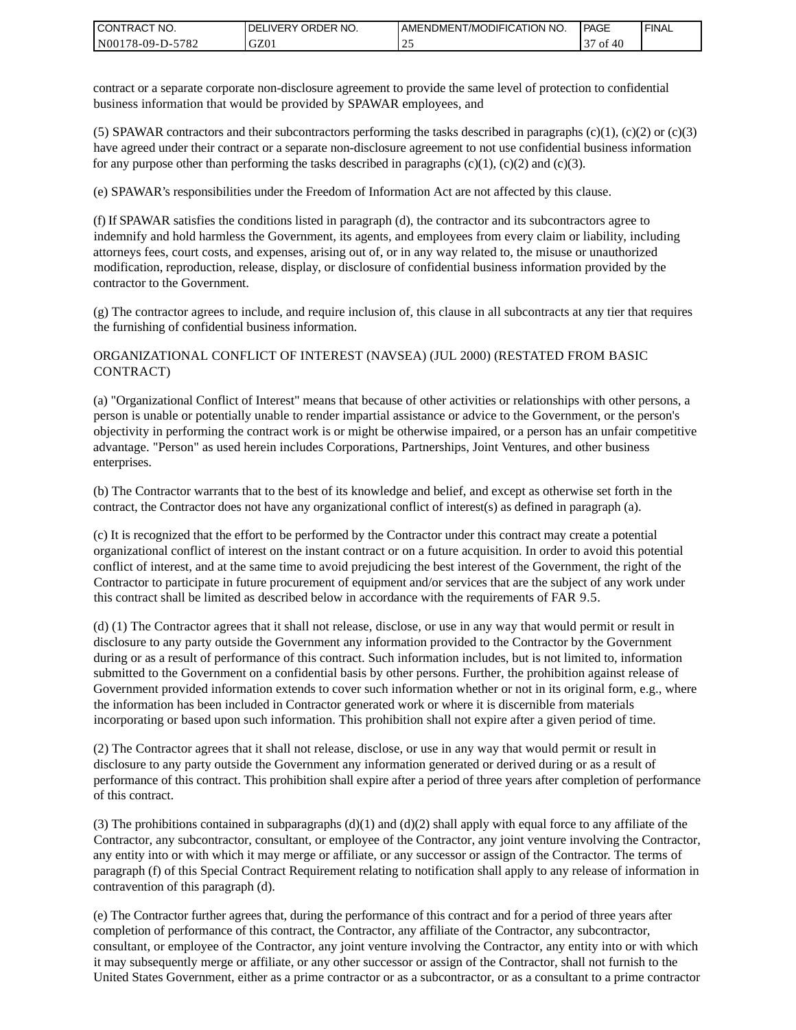contract or a separate corporate non-disclosure agreement to provide the same level of protection to confidential business information that would be provided by SPAWAR employees, and

(5) SPAWAR contractors and their subcontractors performing the tasks described in paragraphs (c)(1), (c)(2) or (c)(3) have agreed under their contract or a separate non-disclosure agreement to not use confidential business information for any purpose other than performing the tasks described in paragraphs (c)(1), (c)(2) and (c)(3).

(e) SPAWAR's responsibilities under the Freedom of Information Act are not affected by this clause.

(f) If SPAWAR satisfies the conditions listed in paragraph (d), the contractor and its subcontractors agree to indemnify and hold harmless the Government, its agents, and employees from every claim or liability, including attorneys fees, court costs, and expenses, arising out of, or in any way related to, the misuse or unauthorized modification, reproduction, release, display, or disclosure of confidential business information provided by the contractor to the Government.

(g) The contractor agrees to include, and require inclusion of, this clause in all subcontracts at any tier that requires the furnishing of confidential business information.

ORGANIZATIONAL CONFLICT OF INTEREST (NAVSEA) (JUL 2000) (RESTATED FROM BASIC CONTRACT)

(a) "Organizational Conflict of Interest" means that because of other activities or relationships with other persons, a person is unable or potentially unable to render impartial assistance or advice to the Government, or the person's objectivity in performing the contract work is or might be otherwise impaired, or a person has an unfair competitive advantage. "Person" as used herein includes Corporations, Partnerships, Joint Ventures, and other business enterprises.

(b) The Contractor warrants that to the best of its knowledge and belief, and except as otherwise set forth in the contract, the Contractor does not have any organizational conflict of interest(s) as defined in paragraph (a).

(c) It is recognized that the effort to be performed by the Contractor under this contract may create a potential organizational conflict of interest on the instant contract or on a future acquisition. In order to avoid this potential conflict of interest, and at the same time to avoid prejudicing the best interest of the Government, the right of the Contractor to participate in future procurement of equipment and/or services that are the subject of any work under this contract shall be limited as described below in accordance with the requirements of FAR 9.5.

(d) (1) The Contractor agrees that it shall not release, disclose, or use in any way that would permit or result in disclosure to any party outside the Government any information provided to the Contractor by the Government during or as a result of performance of this contract. Such information includes, but is not limited to, information submitted to the Government on a confidential basis by other persons. Further, the prohibition against release of Government provided information extends to cover such information whether or not in its original form, e.g., where the information has been included in Contractor generated work or where it is discernible from materials incorporating or based upon such information. This prohibition shall not expire after a given period of time.

(2) The Contractor agrees that it shall not release, disclose, or use in any way that would permit or result in disclosure to any party outside the Government any information generated or derived during or as a result of performance of this contract. This prohibition shall expire after a period of three years after completion of performance of this contract.

(3) The prohibitions contained in subparagraphs (d)(1) and (d)(2) shall apply with equal force to any affiliate of the Contractor, any subcontractor, consultant, or employee of the Contractor, any joint venture involving the Contractor, any entity into or with which it may merge or affiliate, or any successor or assign of the Contractor. The terms of paragraph (f) of this Special Contract Requirement relating to notification shall apply to any release of information in contravention of this paragraph (d).

(e) The Contractor further agrees that, during the performance of this contract and for a period of three years after completion of performance of this contract, the Contractor, any affiliate of the Contractor, any subcontractor, consultant, or employee of the Contractor, any joint venture involving the Contractor, any entity into or with which it may subsequently merge or affiliate, or any other successor or assign of the Contractor, shall not furnish to the United States Government, either as a prime contractor or as a subcontractor, or as a consultant to a prime contractor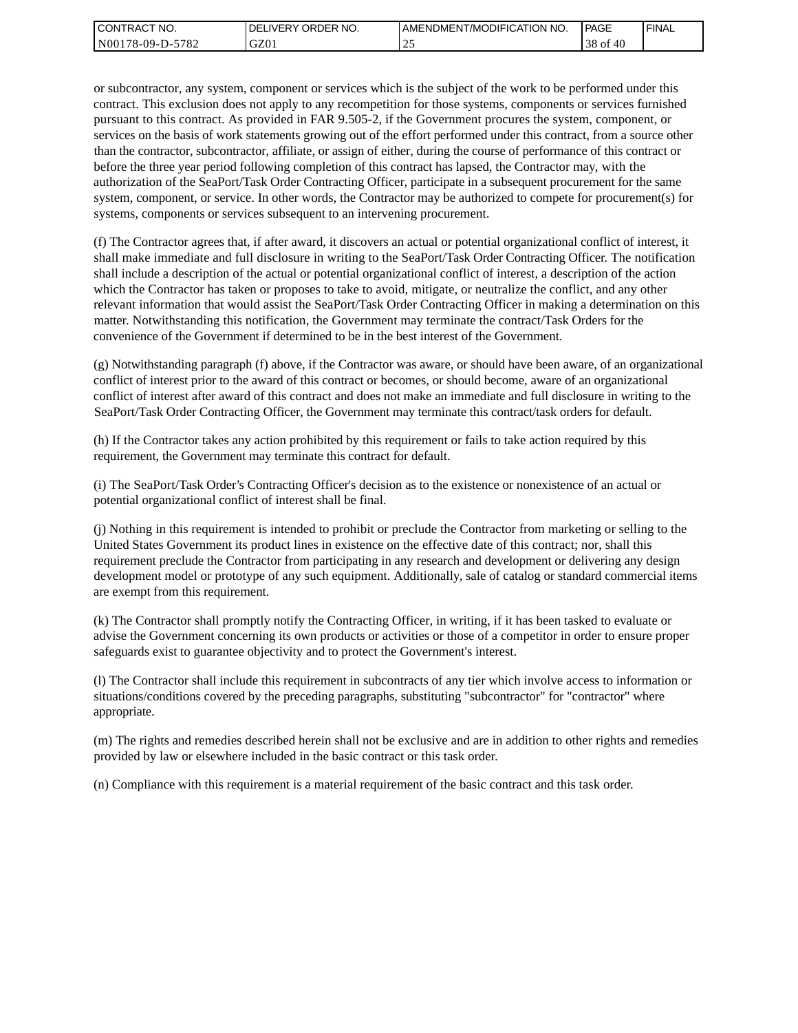or subcontractor, any system, component or services which is the subject of the work to be performed under this contract. This exclusion does not apply to any recompetition for those systems, components or services furnished pursuant to this contract. As provided in FAR 9.505-2, if the Government procures the system, component, or services on the basis of work statements growing out of the effort performed under this contract, from a source other than the contractor, subcontractor, affiliate, or assign of either, during the course of performance of this contract or before the three year period following completion of this contract has lapsed, the Contractor may, with the authorization of the SeaPort/Task Order Contracting Officer, participate in a subsequent procurement for the same system, component, or service. In other words, the Contractor may be authorized to compete for procurement(s) for systems, components or services subsequent to an intervening procurement.

(f) The Contractor agrees that, if after award, it discovers an actual or potential organizational conflict of interest, it shall make immediate and full disclosure in writing to the SeaPort/Task Order Contracting Officer. The notification shall include a description of the actual or potential organizational conflict of interest, a description of the action which the Contractor has taken or proposes to take to avoid, mitigate, or neutralize the conflict, and any other relevant information that would assist the SeaPort/Task Order Contracting Officer in making a determination on this matter. Notwithstanding this notification, the Government may terminate the contract/Task Orders for the convenience of the Government if determined to be in the best interest of the Government.

(g) Notwithstanding paragraph (f) above, if the Contractor was aware, or should have been aware, of an organizational conflict of interest prior to the award of this contract or becomes, or should become, aware of an organizational conflict of interest after award of this contract and does not make an immediate and full disclosure in writing to the SeaPort/Task Order Contracting Officer, the Government may terminate this contract/task orders for default.

(h) If the Contractor takes any action prohibited by this requirement or fails to take action required by this requirement, the Government may terminate this contract for default.

(i) The SeaPort/Task Order's Contracting Officer's decision as to the existence or nonexistence of an actual or potential organizational conflict of interest shall be final.

(j) Nothing in this requirement is intended to prohibit or preclude the Contractor from marketing or selling to the United States Government its product lines in existence on the effective date of this contract; nor, shall this requirement preclude the Contractor from participating in any research and development or delivering any design development model or prototype of any such equipment. Additionally, sale of catalog or standard commercial items are exempt from this requirement.

(k) The Contractor shall promptly notify the Contracting Officer, in writing, if it has been tasked to evaluate or advise the Government concerning its own products or activities or those of a competitor in order to ensure proper safeguards exist to guarantee objectivity and to protect the Government's interest.

(l) The Contractor shall include this requirement in subcontracts of any tier which involve access to information or situations/conditions covered by the preceding paragraphs, substituting "subcontractor" for "contractor" where appropriate.

(m) The rights and remedies described herein shall not be exclusive and are in addition to other rights and remedies provided by law or elsewhere included in the basic contract or this task order.

(n) Compliance with this requirement is a material requirement of the basic contract and this task order.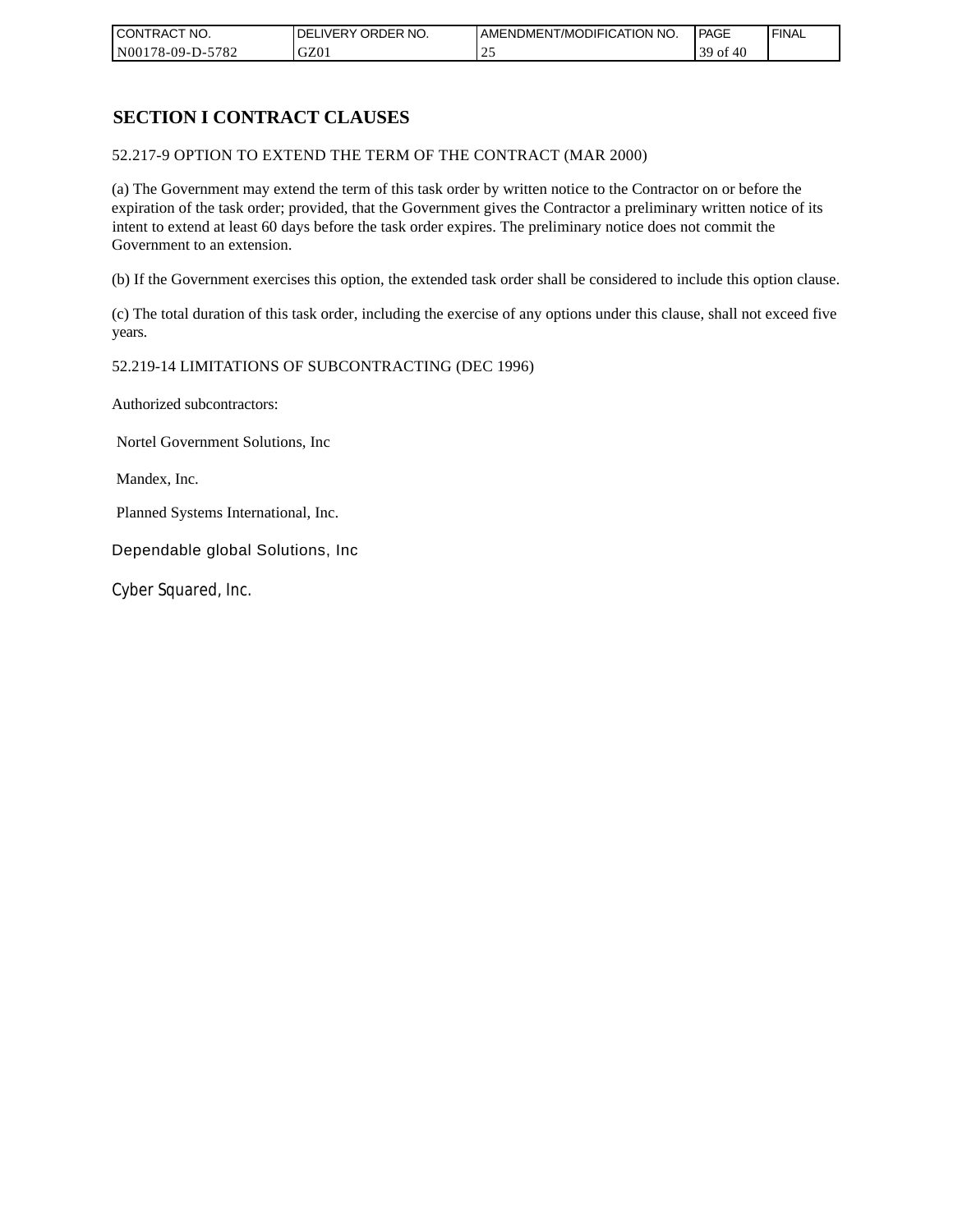# SECTION I CONTRACT CLAUSES

52.217-9 OPTION TO EXTEND THE TERM OF THE CONTRACT (MAR 2000)

(a) The Government may extend the term of this task order by written notice to the Contractor on or before the expiration of the task order; provided, that the Government gives the Contractor a preliminary written notice of its intent to extend at least 60 days before the task order expires. The preliminary notice does not commit the Government to an extension.

(b) If the Government exercises this option, the extended task order shall be considered to include this option clause.

(c) The total duration of this task order, including the exercise of any options under this clause, shall not exceed five years.

52.219-14 LIMITATIONS OF SUBCONTRACTING (DEC 1996)

Authorized subcontractors:

Nortel Government Solutions, Inc

Mandex, Inc.

Planned Systems International, Inc.

Dependable global Solutions, Inc

Cyber Squared, Inc.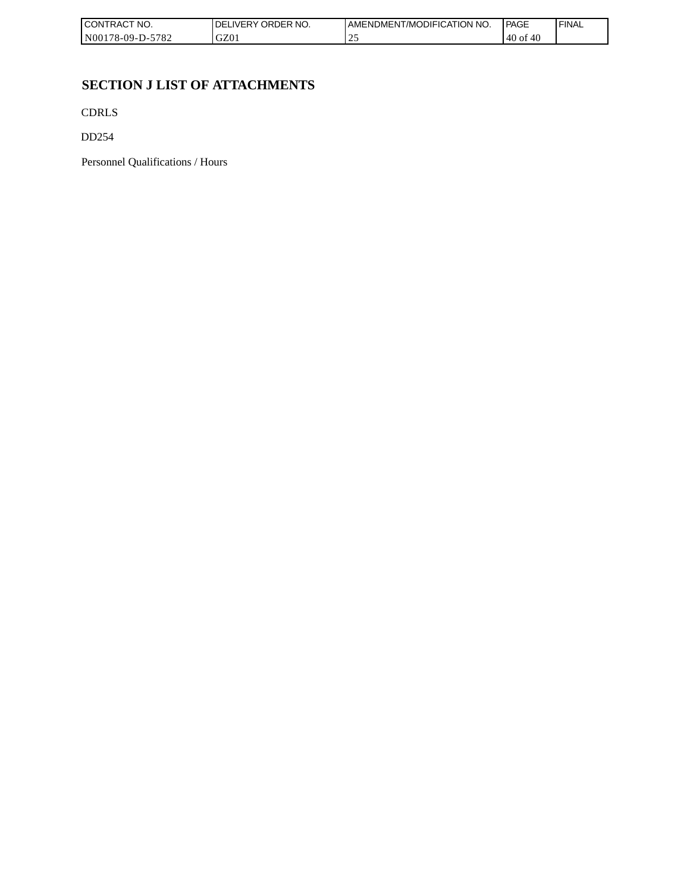## SECTION J LIST OF ATTACHMENTS

CDRLS

DD254

Personnel Qualifications / Hours